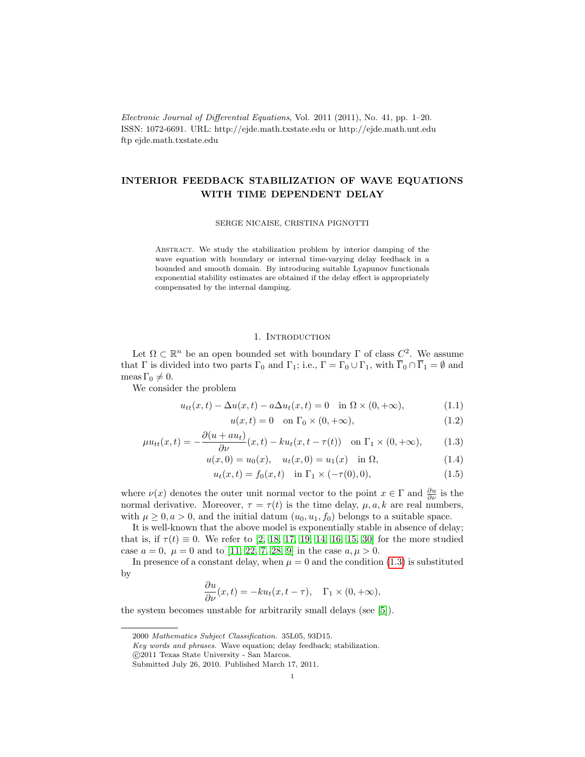# INTERIOR FEEDBACK STABILIZATION OF WAVE EQUATIONS WITH TIME DEPENDENT DELAY

SERGE NICAISE, CRISTINA PIGNOTTI

Abstract. We study the stabilization problem by interior damping of the wave equation with boundary or internal time-varying delay feedback in a bounded and smooth domain. By introducing suitable Lyapunov functionals exponential stability estimates are obtained if the delay effect is appropriately compensated by the internal damping.

## 1. Introduction

Let $\Omega \subset \mathbb{R}^n$ be an open bounded set with boundary $\Gamma$ of class $C^2$. We assume that $\Gamma$ is divided into two parts $\Gamma_0$ and $\Gamma_1$; i.e., $\Gamma = \Gamma_0 \cup \Gamma_1$, with $\overline{\Gamma}_0 \cap \overline{\Gamma}_1 = \emptyset$ and $\operatorname{meas} \Gamma_0 \neq 0$.

We consider the problem

$$u_{tt}(x,t) - \Delta u(x,t) - a\Delta u_t(x,t) = 0 \quad \text{in } \Omega \times (0,+\infty), \tag{1.1}$$

$$u(x,t) = 0 \quad \text{on } \Gamma_0 \times (0,+\infty), \tag{1.2}$$

$$\mu u_{tt}(x,t) = -\frac{\partial(u + a u_t)}{\partial \nu}(x,t) - k u_t(x,t-\tau(t)) \quad \text{on } \Gamma_1 \times (0,+\infty), \tag{1.3}$$

$$u(x,0) = u_0(x), \quad u_t(x,0) = u_1(x) \quad \text{in } \Omega, \tag{1.4}$$

$$u_t(x,t) = f_0(x,t) \quad \text{in } \Gamma_1 \times (-\tau(0),0), \tag{1.5}$$

where $\nu(x)$ denotes the outer unit normal vector to the point $x \in \Gamma$ and $\frac{\partial u}{\partial \nu}$ is the normal derivative. Moreover, $\tau = \tau(t)$ is the time delay, $\mu, a, k$ are real numbers, with $\mu \geq 0, a > 0$, and the initial datum $(u_0, u_1, f_0)$ belongs to a suitable space.

It is well-known that the above model is exponentially stable in absence of delay; that is, if $\tau(t) \equiv 0$. We refer to [2, 18, 17, 19, 14, 16, 15, 30] for the more studied case $a = 0$, $\mu = 0$ and to [11, 22, 7, 28, 9] in the case $a, \mu > 0$.

In presence of a constant delay, when $\mu = 0$ and the condition (1.3) is substituted by

$$\frac{\partial u}{\partial \nu}(x,t) = -k u_t(x,t-\tau), \quad \Gamma_1 \times (0,+\infty),$$

the system becomes unstable for arbitrarily small delays (see [5]).

2000 *Mathematics Subject Classification.* 35L05, 93D15.

*Key words and phrases.* Wave equation; delay feedback; stabilization.

©2011 Texas State University - San Marcos.

Submitted July 26, 2010. Published March 17, 2011.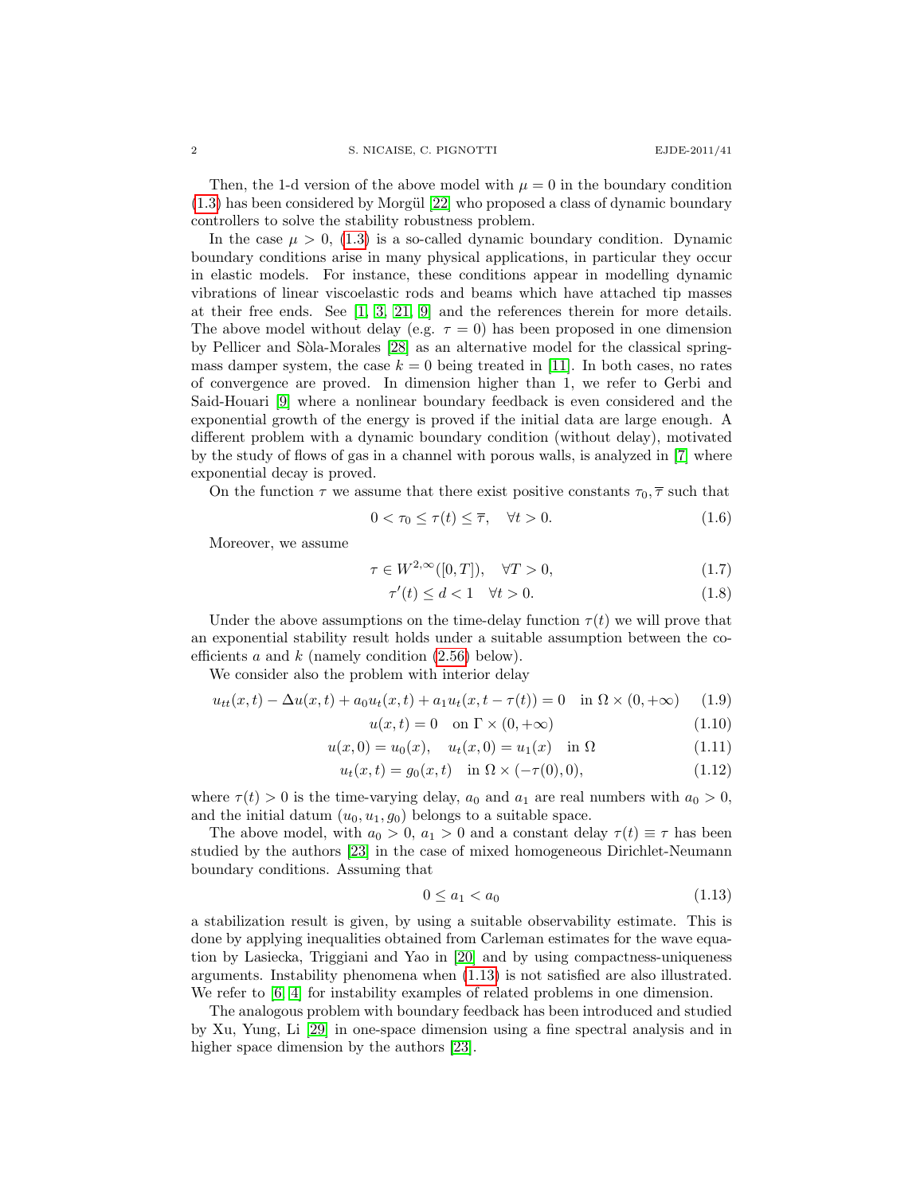Then, the 1-d version of the above model with $\mu = 0$ in the boundary condition (1.3) has been considered by Morgül [22] who proposed a class of dynamic boundary controllers to solve the stability robustness problem.

In the case $\mu > 0$, (1.3) is a so-called dynamic boundary condition. Dynamic boundary conditions arise in many physical applications, in particular they occur in elastic models. For instance, these conditions appear in modelling dynamic vibrations of linear viscoelastic rods and beams which have attached tip masses at their free ends. See [1, 3, 21, 9] and the references therein for more details. The above model without delay (e.g. $\tau = 0$) has been proposed in one dimension by Pellicer and Sòla-Morales [28] as an alternative model for the classical spring-mass damper system, the case $k = 0$ being treated in [11]. In both cases, no rates of convergence are proved. In dimension higher than 1, we refer to Gerbi and Said-Houari [9] where a nonlinear boundary feedback is even considered and the exponential growth of the energy is proved if the initial data are large enough. A different problem with a dynamic boundary condition (without delay), motivated by the study of flows of gas in a channel with porous walls, is analyzed in [7] where exponential decay is proved.

On the function $\tau$ we assume that there exist positive constants $\tau_0, \overline{\tau}$ such that

$$0 < \tau_0 \le \tau(t) \le \overline{\tau}, \quad \forall t > 0. \tag{1.6}$$

Moreover, we assume

$$\tau \in W^{2,\infty}([0,T]), \quad \forall T > 0, \tag{1.7}$$

$$\tau'(t) \le d < 1 \quad \forall t > 0. \tag{1.8}$$

Under the above assumptions on the time-delay function $\tau(t)$ we will prove that an exponential stability result holds under a suitable assumption between the coefficients $a$ and $k$ (namely condition (2.56) below).

We consider also the problem with interior delay

$$u_{tt}(x,t) - \Delta u(x,t) + a_0 u_t(x,t) + a_1 u_t(x, t - \tau(t)) = 0 \quad \text{in } \Omega \times (0, +\infty) \tag{1.9}$$

$$u(x,t) = 0 \quad \text{on } \Gamma \times (0, +\infty) \tag{1.10}$$

$$u(x,0) = u_0(x), \quad u_t(x,0) = u_1(x) \quad \text{in } \Omega \tag{1.11}$$

$$u_t(x,t) = g_0(x,t) \quad \text{in } \Omega \times (-\tau(0), 0), \tag{1.12}$$

where $\tau(t) > 0$ is the time-varying delay, $a_0$ and $a_1$ are real numbers with $a_0 > 0$, and the initial datum $(u_0, u_1, g_0)$ belongs to a suitable space.

The above model, with $a_0 > 0$, $a_1 > 0$ and a constant delay $\tau(t) \equiv \tau$ has been studied by the authors [23] in the case of mixed homogeneous Dirichlet-Neumann boundary conditions. Assuming that

$$0 \le a_1 < a_0 \tag{1.13}$$

a stabilization result is given, by using a suitable observability estimate. This is done by applying inequalities obtained from Carleman estimates for the wave equation by Lasiecka, Triggiani and Yao in [20] and by using compactness-uniqueness arguments. Instability phenomena when (1.13) is not satisfied are also illustrated. We refer to [6, 4] for instability examples of related problems in one dimension.

The analogous problem with boundary feedback has been introduced and studied by Xu, Yung, Li [29] in one-space dimension using a fine spectral analysis and in higher space dimension by the authors [23].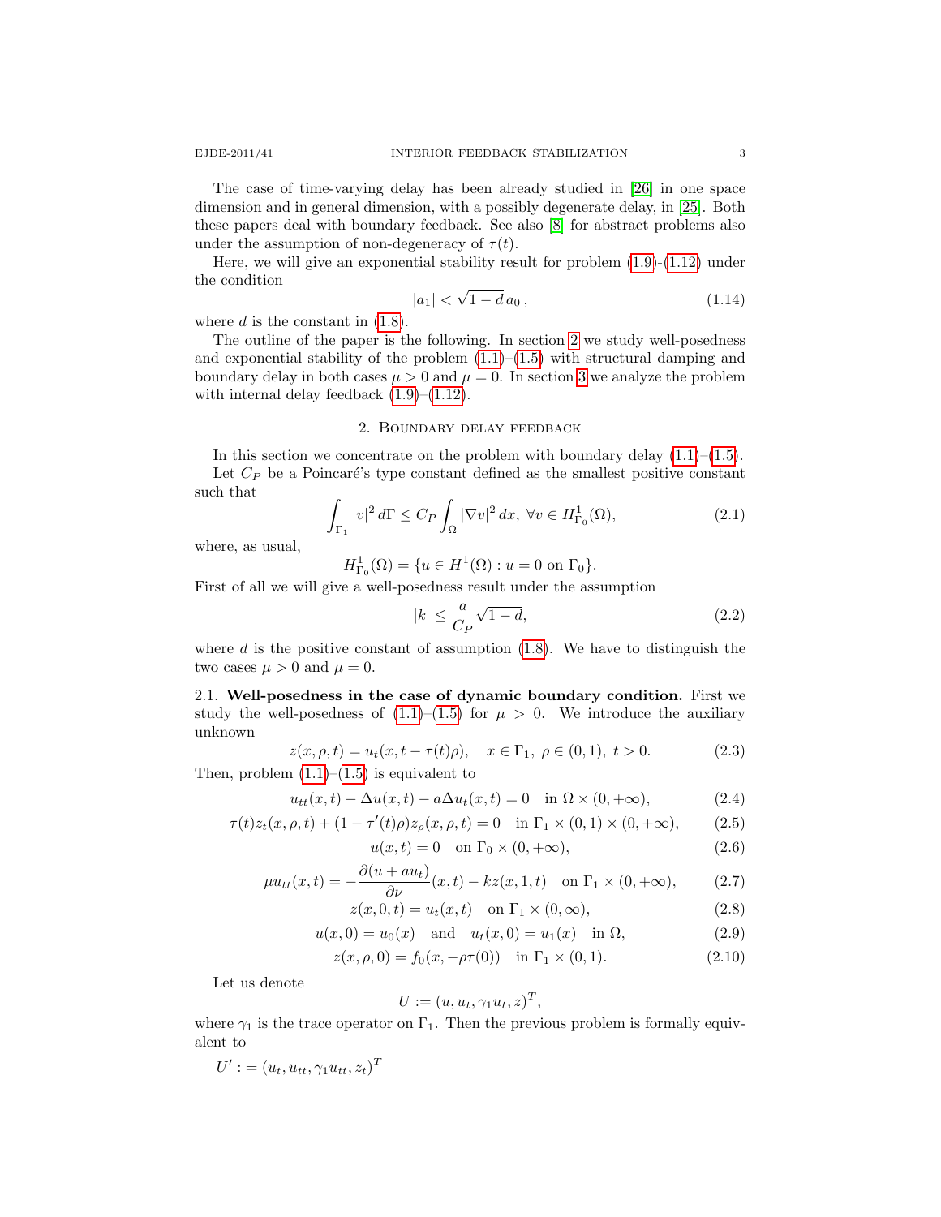The case of time-varying delay has been already studied in [26] in one space dimension and in general dimension, with a possibly degenerate delay, in [25]. Both these papers deal with boundary feedback. See also [8] for abstract problems also under the assumption of non-degeneracy of $\tau(t)$.

Here, we will give an exponential stability result for problem (1.9)-(1.12) under the condition

$$|a_1| < \sqrt{1-d}\, a_0\,, \tag{1.14}$$

where $d$ is the constant in (1.8).

The outline of the paper is the following. In section 2 we study well-posedness and exponential stability of the problem (1.1)–(1.5) with structural damping and boundary delay in both cases $\mu > 0$ and $\mu = 0$. In section 3 we analyze the problem with internal delay feedback (1.9)–(1.12).

## 2. Boundary delay feedback

In this section we concentrate on the problem with boundary delay (1.1)–(1.5).

Let $C_P$ be a Poincaré's type constant defined as the smallest positive constant such that

$$\int_{\Gamma_1} |v|^2\, d\Gamma \le C_P \int_\Omega |\nabla v|^2\, dx,\ \forall v \in H^1_{\Gamma_0}(\Omega), \tag{2.1}$$

where, as usual,

$$H^1_{\Gamma_0}(\Omega) = \{u \in H^1(\Omega) : u = 0 \text{ on } \Gamma_0\}.$$

First of all we will give a well-posedness result under the assumption

$$|k| \le \frac{a}{C_P}\sqrt{1-d}, \tag{2.2}$$

where $d$ is the positive constant of assumption (1.8). We have to distinguish the two cases $\mu > 0$ and $\mu = 0$.

**2.1. Well-posedness in the case of dynamic boundary condition.** First we study the well-posedness of (1.1)–(1.5) for $\mu > 0$. We introduce the auxiliary unknown

$$z(x,\rho,t) = u_t(x, t - \tau(t)\rho), \quad x \in \Gamma_1,\ \rho \in (0,1),\ t > 0. \tag{2.3}$$

Then, problem (1.1)–(1.5) is equivalent to

$$u_{tt}(x,t) - \Delta u(x,t) - a\Delta u_t(x,t) = 0 \quad \text{in } \Omega \times (0,+\infty), \tag{2.4}$$

$$\tau(t) z_t(x,\rho,t) + (1 - \tau'(t)\rho) z_\rho(x,\rho,t) = 0 \quad \text{in } \Gamma_1 \times (0,1) \times (0,+\infty), \tag{2.5}$$

$$u(x,t) = 0 \quad \text{on } \Gamma_0 \times (0,+\infty), \tag{2.6}$$

$$\mu u_{tt}(x,t) = -\frac{\partial (u + a u_t)}{\partial \nu}(x,t) - k z(x,1,t) \quad \text{on } \Gamma_1 \times (0,+\infty), \tag{2.7}$$

$$z(x,0,t) = u_t(x,t) \quad \text{on } \Gamma_1 \times (0,\infty), \tag{2.8}$$

$$u(x,0) = u_0(x) \quad \text{and} \quad u_t(x,0) = u_1(x) \quad \text{in } \Omega, \tag{2.9}$$

$$z(x,\rho,0) = f_0(x, -\rho\tau(0)) \quad \text{in } \Gamma_1 \times (0,1). \tag{2.10}$$

Let us denote

$$U := (u, u_t, \gamma_1 u_t, z)^T,$$

where $\gamma_1$ is the trace operator on $\Gamma_1$. Then the previous problem is formally equivalent to

$$U' := (u_t, u_{tt}, \gamma_1 u_{tt}, z_t)^T$$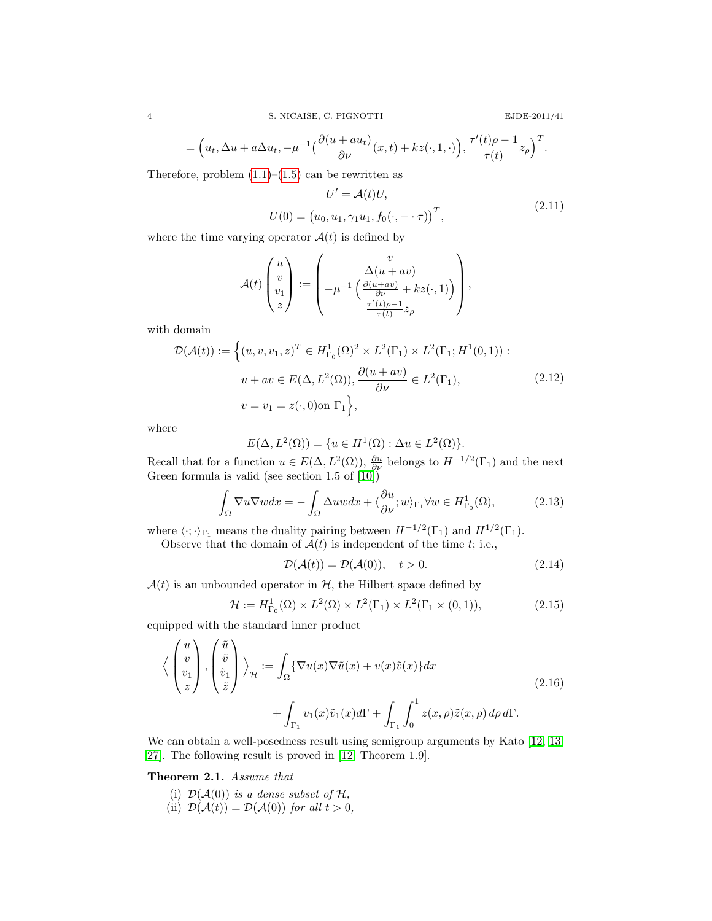$$= \Big(u_t, \Delta u + a\Delta u_t, -\mu^{-1}\big(\frac{\partial (u+au_t)}{\partial \nu}(x,t) + kz(\cdot,1,\cdot)\big), \frac{\tau'(t)\rho - 1}{\tau(t)} z_\rho\Big)^T.$$

Therefore, problem (1.1)–(1.5) can be rewritten as

$$\begin{gathered} U' = \mathcal{A}(t)U, \\ U(0) = \big(u_0, u_1, \gamma_1 u_1, f_0(\cdot, -\cdot\,\tau)\big)^T, \end{gathered} \tag{2.11}$$

where the time varying operator $\mathcal{A}(t)$ is defined by

$$\mathcal{A}(t)\begin{pmatrix} u \\ v \\ v_1 \\ z \end{pmatrix} := \begin{pmatrix} v \\ \Delta(u+av) \\ -\mu^{-1}\Big(\frac{\partial (u+av)}{\partial \nu} + kz(\cdot,1)\Big) \\ \frac{\tau'(t)\rho - 1}{\tau(t)} z_\rho \end{pmatrix},$$

with domain

$$\begin{aligned} \mathcal{D}(\mathcal{A}(t)) := \Big\{ &(u,v,v_1,z)^T \in H^1_{\Gamma_0}(\Omega)^2 \times L^2(\Gamma_1) \times L^2(\Gamma_1; H^1(0,1)) : \\ &u + av \in E(\Delta, L^2(\Omega)), \frac{\partial(u+av)}{\partial \nu} \in L^2(\Gamma_1), \\ &v = v_1 = z(\cdot, 0) \text{on } \Gamma_1 \Big\}, \end{aligned} \tag{2.12}$$

where

$$E(\Delta, L^2(\Omega)) = \{u \in H^1(\Omega) : \Delta u \in L^2(\Omega)\}.$$

Recall that for a function $u \in E(\Delta, L^2(\Omega))$, $\frac{\partial u}{\partial \nu}$ belongs to $H^{-1/2}(\Gamma_1)$ and the next Green formula is valid (see section 1.5 of [10])

$$\int_\Omega \nabla u \nabla w dx = -\int_\Omega \Delta u w dx + \langle \frac{\partial u}{\partial \nu}; w\rangle_{\Gamma_1} \forall w \in H^1_{\Gamma_0}(\Omega), \tag{2.13}$$

where $\langle \cdot;\cdot\rangle_{\Gamma_1}$ means the duality pairing between $H^{-1/2}(\Gamma_1)$ and $H^{1/2}(\Gamma_1)$.

Observe that the domain of $\mathcal{A}(t)$ is independent of the time $t$; i.e.,

$$\mathcal{D}(\mathcal{A}(t)) = \mathcal{D}(\mathcal{A}(0)), \quad t > 0. \tag{2.14}$$

$\mathcal{A}(t)$ is an unbounded operator in $\mathcal{H}$, the Hilbert space defined by

$$\mathcal{H} := H^1_{\Gamma_0}(\Omega) \times L^2(\Omega) \times L^2(\Gamma_1) \times L^2(\Gamma_1 \times (0,1)), \tag{2.15}$$

equipped with the standard inner product

$$\begin{aligned} \Big\langle \begin{pmatrix} u \\ v \\ v_1 \\ z \end{pmatrix}, \begin{pmatrix} \tilde u \\ \tilde v \\ \tilde v_1 \\ \tilde z \end{pmatrix} \Big\rangle_{\mathcal{H}} &:= \int_\Omega \{\nabla u(x) \nabla \tilde u(x) + v(x)\tilde v(x)\} dx \\ &\quad + \int_{\Gamma_1} v_1(x) \tilde v_1(x) d\Gamma + \int_{\Gamma_1}\int_0^1 z(x,\rho)\tilde z(x,\rho)\, d\rho\, d\Gamma. \end{aligned} \tag{2.16}$$

We can obtain a well-posedness result using semigroup arguments by Kato [12, 13, 27]. The following result is proved in [12, Theorem 1.9].

**Theorem 2.1.** *Assume that*

(i) *$\mathcal{D}(\mathcal{A}(0))$ is a dense subset of $\mathcal{H}$,*
(ii) *$\mathcal{D}(\mathcal{A}(t)) = \mathcal{D}(\mathcal{A}(0))$ for all $t > 0$,*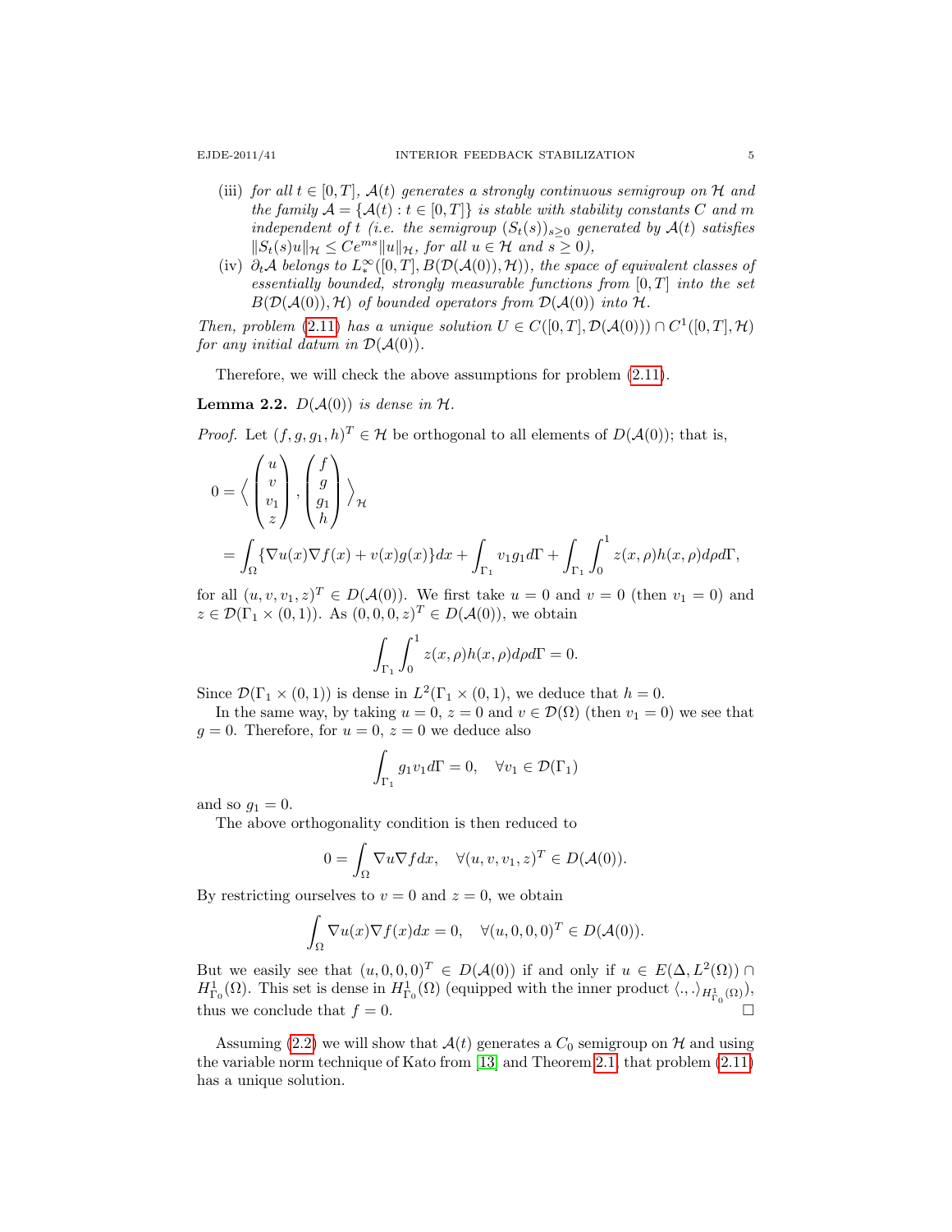(iii) *for all $t \in [0,T]$, $\mathcal{A}(t)$ generates a strongly continuous semigroup on $\mathcal{H}$ and the family $\mathcal{A} = \{\mathcal{A}(t) : t \in [0,T]\}$ is stable with stability constants $C$ and $m$ independent of $t$ (i.e. the semigroup $(S_t(s))_{s\geq 0}$ generated by $\mathcal{A}(t)$ satisfies $\|S_t(s)u\|_{\mathcal{H}} \leq Ce^{ms}\|u\|_{\mathcal{H}}$, for all $u \in \mathcal{H}$ and $s \geq 0$),*

(iv) *$\partial_t \mathcal{A}$ belongs to $L^\infty_*([0,T], B(\mathcal{D}(\mathcal{A}(0)), \mathcal{H}))$, the space of equivalent classes of essentially bounded, strongly measurable functions from $[0,T]$ into the set $B(\mathcal{D}(\mathcal{A}(0)), \mathcal{H})$ of bounded operators from $\mathcal{D}(\mathcal{A}(0))$ into $\mathcal{H}$.*

*Then, problem (2.11) has a unique solution $U \in C([0,T], \mathcal{D}(\mathcal{A}(0))) \cap C^1([0,T], \mathcal{H})$ for any initial datum in $\mathcal{D}(\mathcal{A}(0))$.*

Therefore, we will check the above assumptions for problem (2.11).

**Lemma 2.2.** *$D(\mathcal{A}(0))$ is dense in $\mathcal{H}$.*

*Proof.* Let $(f, g, g_1, h)^T \in \mathcal{H}$ be orthogonal to all elements of $D(\mathcal{A}(0))$; that is,

$$
\begin{aligned}
0 &= \Big\langle \begin{pmatrix} u \\ v \\ v_1 \\ z \end{pmatrix}, \begin{pmatrix} f \\ g \\ g_1 \\ h \end{pmatrix} \Big\rangle_{\mathcal{H}} \\
&= \int_\Omega \{\nabla u(x) \nabla f(x) + v(x)g(x)\}dx + \int_{\Gamma_1} v_1 g_1 d\Gamma + \int_{\Gamma_1}\int_0^1 z(x,\rho)h(x,\rho)d\rho d\Gamma,
\end{aligned}
$$

for all $(u, v, v_1, z)^T \in D(\mathcal{A}(0))$. We first take $u = 0$ and $v = 0$ (then $v_1 = 0$) and $z \in \mathcal{D}(\Gamma_1 \times (0,1))$. As $(0,0,0,z)^T \in D(\mathcal{A}(0))$, we obtain

$$
\int_{\Gamma_1}\int_0^1 z(x,\rho)h(x,\rho)d\rho d\Gamma = 0.
$$

Since $\mathcal{D}(\Gamma_1 \times (0,1))$ is dense in $L^2(\Gamma_1 \times (0,1)$, we deduce that $h = 0$.

In the same way, by taking $u = 0$, $z = 0$ and $v \in \mathcal{D}(\Omega)$ (then $v_1 = 0$) we see that $g = 0$. Therefore, for $u = 0$, $z = 0$ we deduce also

$$
\int_{\Gamma_1} g_1 v_1 d\Gamma = 0, \quad \forall v_1 \in \mathcal{D}(\Gamma_1)
$$

and so $g_1 = 0$.

The above orthogonality condition is then reduced to

$$
0 = \int_\Omega \nabla u \nabla f dx, \quad \forall (u, v, v_1, z)^T \in D(\mathcal{A}(0)).
$$

By restricting ourselves to $v = 0$ and $z = 0$, we obtain

$$
\int_\Omega \nabla u(x) \nabla f(x) dx = 0, \quad \forall (u, 0, 0, 0)^T \in D(\mathcal{A}(0)).
$$

But we easily see that $(u, 0, 0, 0)^T \in D(\mathcal{A}(0))$ if and only if $u \in E(\Delta, L^2(\Omega)) \cap H^1_{\Gamma_0}(\Omega)$. This set is dense in $H^1_{\Gamma_0}(\Omega)$ (equipped with the inner product $\langle ., . \rangle_{H^1_{\Gamma_0}(\Omega)}$), thus we conclude that $f = 0$. $\square$

Assuming (2.2) we will show that $\mathcal{A}(t)$ generates a $C_0$ semigroup on $\mathcal{H}$ and using the variable norm technique of Kato from [13] and Theorem 2.1, that problem (2.11) has a unique solution.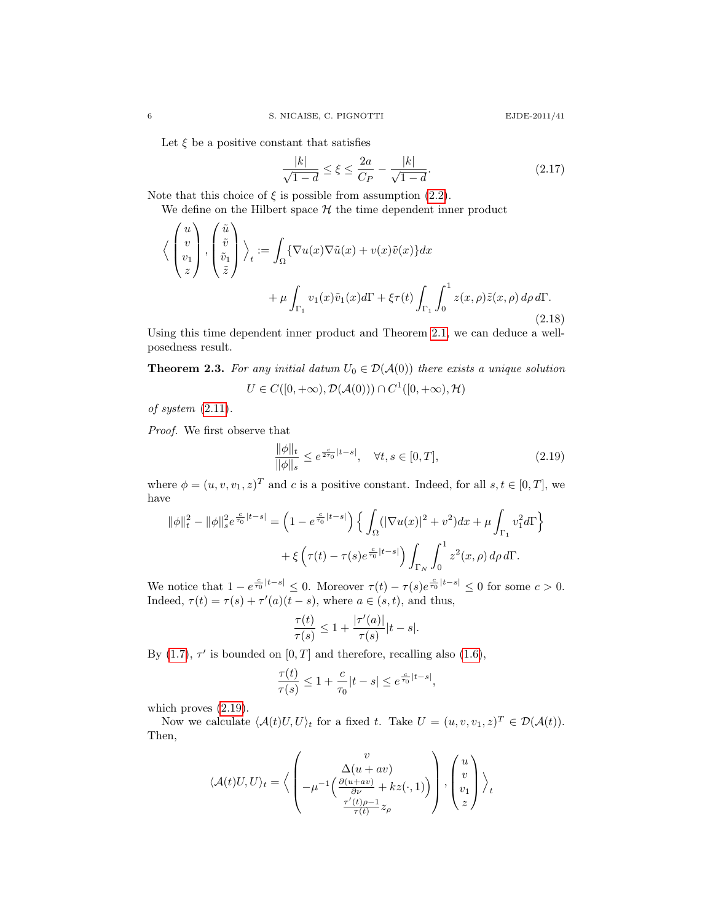Let $\xi$ be a positive constant that satisfies

$$\frac{|k|}{\sqrt{1-d}} \le \xi \le \frac{2a}{C_P} - \frac{|k|}{\sqrt{1-d}}. \tag{2.17}$$

Note that this choice of $\xi$ is possible from assumption (2.2).

We define on the Hilbert space $\mathcal{H}$ the time dependent inner product

$$\begin{aligned}
\Big\langle \begin{pmatrix} u \\ v \\ v_1 \\ z \end{pmatrix}, \begin{pmatrix} \tilde{u} \\ \tilde{v} \\ \tilde{v}_1 \\ \tilde{z} \end{pmatrix} \Big\rangle_t &:= \int_\Omega \{\nabla u(x) \nabla \tilde{u}(x) + v(x)\tilde{v}(x)\} dx \\
&\quad + \mu \int_{\Gamma_1} v_1(x)\tilde{v}_1(x) d\Gamma + \xi\tau(t) \int_{\Gamma_1}\int_0^1 z(x,\rho)\tilde{z}(x,\rho)\, d\rho\, d\Gamma.
\end{aligned} \tag{2.18}$$

Using this time dependent inner product and Theorem 2.1, we can deduce a well-posedness result.

**Theorem 2.3.** *For any initial datum $U_0 \in \mathcal{D}(\mathcal{A}(0))$ there exists a unique solution*

$$U \in C([0,+\infty), \mathcal{D}(\mathcal{A}(0))) \cap C^1([0,+\infty), \mathcal{H})$$

*of system* (2.11).

*Proof.* We first observe that

$$\frac{\|\phi\|_t}{\|\phi\|_s} \le e^{\frac{c}{2\tau_0}|t-s|}, \quad \forall t, s \in [0,T], \tag{2.19}$$

where $\phi = (u, v, v_1, z)^T$ and $c$ is a positive constant. Indeed, for all $s, t \in [0,T]$, we have

$$\begin{aligned}
\|\phi\|_t^2 - \|\phi\|_s^2 e^{\frac{c}{\tau_0}|t-s|} &= \Big(1 - e^{\frac{c}{\tau_0}|t-s|}\Big) \Big\{ \int_\Omega (|\nabla u(x)|^2 + v^2) dx + \mu \int_{\Gamma_1} v_1^2 d\Gamma \Big\} \\
&\quad + \xi \Big(\tau(t) - \tau(s) e^{\frac{c}{\tau_0}|t-s|}\Big) \int_{\Gamma_N}\int_0^1 z^2(x,\rho)\, d\rho\, d\Gamma.
\end{aligned}$$

We notice that $1 - e^{\frac{c}{\tau_0}|t-s|} \le 0$. Moreover $\tau(t) - \tau(s)e^{\frac{c}{\tau_0}|t-s|} \le 0$ for some $c > 0$. Indeed, $\tau(t) = \tau(s) + \tau'(a)(t-s)$, where $a \in (s,t)$, and thus,

$$\frac{\tau(t)}{\tau(s)} \le 1 + \frac{|\tau'(a)|}{\tau(s)}|t-s|.$$

By (1.7), $\tau'$ is bounded on $[0,T]$ and therefore, recalling also (1.6),

$$\frac{\tau(t)}{\tau(s)} \le 1 + \frac{c}{\tau_0}|t-s| \le e^{\frac{c}{\tau_0}|t-s|},$$

which proves (2.19).

Now we calculate $\langle \mathcal{A}(t)U, U\rangle_t$ for a fixed $t$. Take $U = (u, v, v_1, z)^T \in \mathcal{D}(\mathcal{A}(t))$. Then,

$$\langle \mathcal{A}(t)U, U\rangle_t = \Big\langle \begin{pmatrix} v \\ \Delta(u + av) \\ -\mu^{-1}\Big(\frac{\partial(u+av)}{\partial\nu} + kz(\cdot,1)\Big) \\ \frac{\tau'(t)\rho - 1}{\tau(t)} z_\rho \end{pmatrix}, \begin{pmatrix} u \\ v \\ v_1 \\ z \end{pmatrix} \Big\rangle_t$$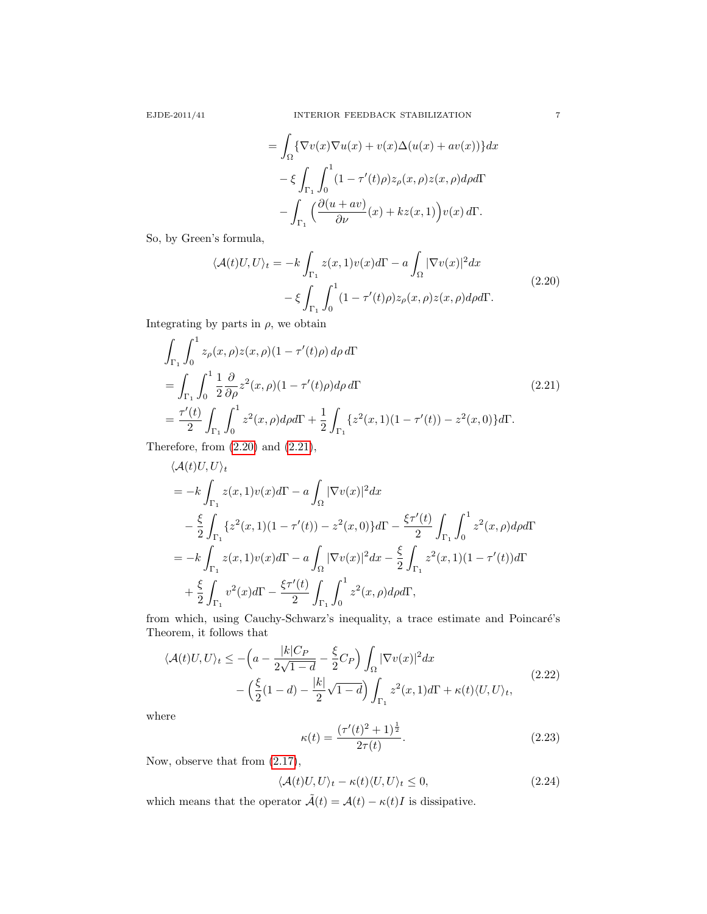$$
\begin{aligned}
&= \int_\Omega \{\nabla v(x)\nabla u(x) + v(x)\Delta(u(x)+av(x))\}dx \\
&\quad - \xi \int_{\Gamma_1}\int_0^1 (1-\tau'(t)\rho) z_\rho(x,\rho) z(x,\rho)\,d\rho d\Gamma \\
&\quad - \int_{\Gamma_1} \Big(\frac{\partial(u+av)}{\partial \nu}(x) + kz(x,1)\Big) v(x)\, d\Gamma.
\end{aligned}
$$

So, by Green's formula,

$$
\begin{aligned}
\langle \mathcal{A}(t)U, U\rangle_t &= -k\int_{\Gamma_1} z(x,1)v(x)d\Gamma - a\int_\Omega |\nabla v(x)|^2 dx \\
&\quad - \xi \int_{\Gamma_1}\int_0^1 (1-\tau'(t)\rho) z_\rho(x,\rho) z(x,\rho)\,d\rho d\Gamma.
\end{aligned} \tag{2.20}
$$

Integrating by parts in $\rho$, we obtain

$$
\begin{aligned}
&\int_{\Gamma_1}\int_0^1 z_\rho(x,\rho) z(x,\rho)(1-\tau'(t)\rho)\,d\rho\,d\Gamma \\
&= \int_{\Gamma_1}\int_0^1 \frac{1}{2}\frac{\partial}{\partial\rho} z^2(x,\rho)(1-\tau'(t)\rho) d\rho\, d\Gamma \\
&= \frac{\tau'(t)}{2}\int_{\Gamma_1}\int_0^1 z^2(x,\rho)d\rho d\Gamma + \frac{1}{2}\int_{\Gamma_1}\{z^2(x,1)(1-\tau'(t)) - z^2(x,0)\}d\Gamma.
\end{aligned} \tag{2.21}
$$

Therefore, from (2.20) and (2.21),

$$
\begin{aligned}
&\langle \mathcal{A}(t)U, U\rangle_t \\
&= -k\int_{\Gamma_1} z(x,1)v(x)d\Gamma - a\int_\Omega |\nabla v(x)|^2 dx \\
&\quad - \frac{\xi}{2}\int_{\Gamma_1}\{z^2(x,1)(1-\tau'(t)) - z^2(x,0)\}d\Gamma - \frac{\xi\tau'(t)}{2}\int_{\Gamma_1}\int_0^1 z^2(x,\rho)d\rho d\Gamma \\
&= -k\int_{\Gamma_1} z(x,1)v(x)d\Gamma - a\int_\Omega |\nabla v(x)|^2 dx - \frac{\xi}{2}\int_{\Gamma_1} z^2(x,1)(1-\tau'(t))d\Gamma \\
&\quad + \frac{\xi}{2}\int_{\Gamma_1} v^2(x)d\Gamma - \frac{\xi\tau'(t)}{2}\int_{\Gamma_1}\int_0^1 z^2(x,\rho)d\rho d\Gamma,
\end{aligned}
$$

from which, using Cauchy-Schwarz's inequality, a trace estimate and Poincaré's Theorem, it follows that

$$
\begin{aligned}
\langle \mathcal{A}(t)U, U\rangle_t &\le -\Big(a - \frac{|k|C_P}{2\sqrt{1-d}} - \frac{\xi}{2}C_P\Big)\int_\Omega |\nabla v(x)|^2 dx \\
&\quad - \Big(\frac{\xi}{2}(1-d) - \frac{|k|}{2}\sqrt{1-d}\Big)\int_{\Gamma_1} z^2(x,1)d\Gamma + \kappa(t)\langle U, U\rangle_t,
\end{aligned} \tag{2.22}
$$

where

$$
\kappa(t) = \frac{(\tau'(t)^2+1)^{\frac{1}{2}}}{2\tau(t)}. \tag{2.23}
$$

Now, observe that from (2.17),

$$
\langle \mathcal{A}(t)U, U\rangle_t - \kappa(t)\langle U, U\rangle_t \le 0, \tag{2.24}
$$

which means that the operator $\tilde{\mathcal{A}}(t) = \mathcal{A}(t) - \kappa(t)I$ is dissipative.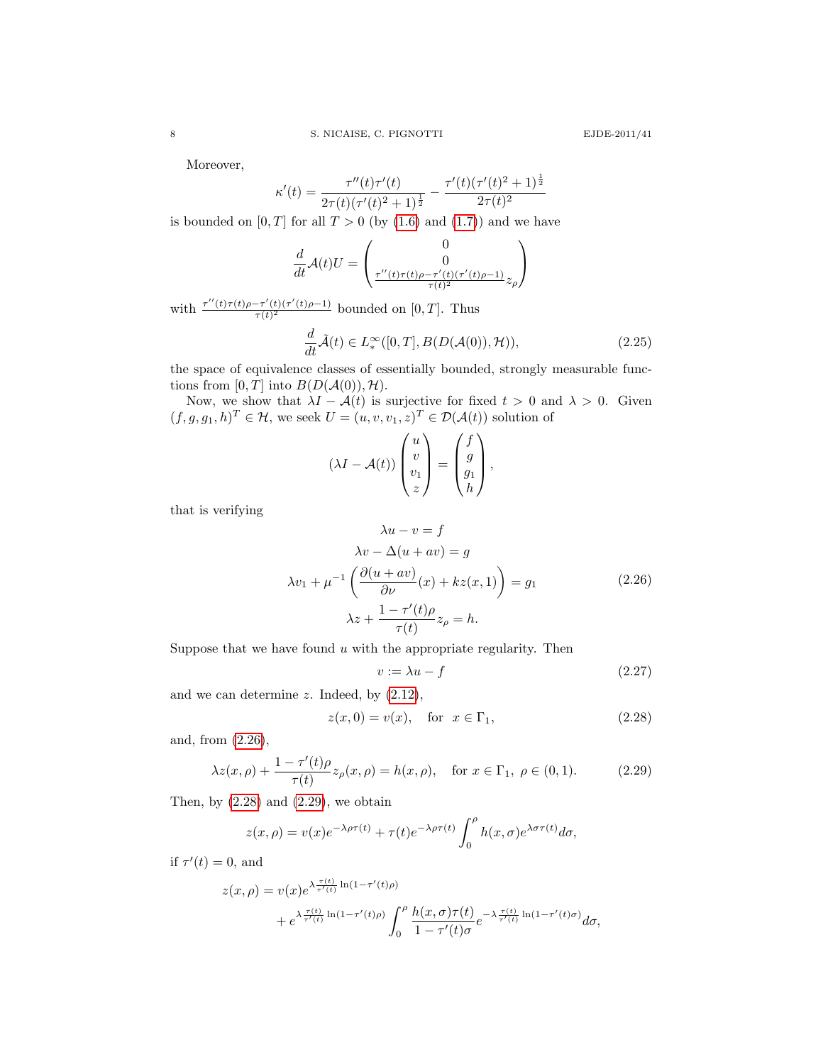Moreover,

$$\kappa'(t) = \frac{\tau''(t)\tau'(t)}{2\tau(t)(\tau'(t)^2+1)^{\frac{1}{2}}} - \frac{\tau'(t)(\tau'(t)^2+1)^{\frac{1}{2}}}{2\tau(t)^2}$$

is bounded on $[0,T]$ for all $T>0$ (by (1.6) and (1.7)) and we have

$$\frac{d}{dt}\mathcal{A}(t)U = \begin{pmatrix} 0 \\ 0 \\ \frac{\tau''(t)\tau(t)\rho - \tau'(t)(\tau'(t)\rho - 1)}{\tau(t)^2} z_\rho \end{pmatrix}$$

with $\frac{\tau''(t)\tau(t)\rho - \tau'(t)(\tau'(t)\rho-1)}{\tau(t)^2}$ bounded on $[0,T]$. Thus

$$\frac{d}{dt}\tilde{\mathcal{A}}(t) \in L^\infty_*([0,T], B(D(\mathcal{A}(0)),\mathcal{H})), \tag{2.25}$$

the space of equivalence classes of essentially bounded, strongly measurable functions from $[0,T]$ into $B(D(\mathcal{A}(0)),\mathcal{H})$.

Now, we show that $\lambda I - \mathcal{A}(t)$ is surjective for fixed $t>0$ and $\lambda>0$. Given $(f,g,g_1,h)^T \in \mathcal{H}$, we seek $U=(u,v,v_1,z)^T \in \mathcal{D}(\mathcal{A}(t))$ solution of

$$(\lambda I - \mathcal{A}(t)) \begin{pmatrix} u \\ v \\ v_1 \\ z \end{pmatrix} = \begin{pmatrix} f \\ g \\ g_1 \\ h \end{pmatrix},$$

that is verifying

$$\begin{gathered} \lambda u - v = f \\ \lambda v - \Delta(u+av) = g \\ \lambda v_1 + \mu^{-1}\Big(\frac{\partial(u+av)}{\partial\nu}(x) + kz(x,1)\Big) = g_1 \\ \lambda z + \frac{1-\tau'(t)\rho}{\tau(t)} z_\rho = h. \end{gathered} \tag{2.26}$$

Suppose that we have found $u$ with the appropriate regularity. Then

$$v := \lambda u - f \tag{2.27}$$

and we can determine $z$. Indeed, by (2.12),

$$z(x,0) = v(x), \quad \text{for } x \in \Gamma_1, \tag{2.28}$$

and, from (2.26),

$$\lambda z(x,\rho) + \frac{1-\tau'(t)\rho}{\tau(t)} z_\rho(x,\rho) = h(x,\rho), \quad \text{for } x\in\Gamma_1,\ \rho\in(0,1). \tag{2.29}$$

Then, by (2.28) and (2.29), we obtain

$$z(x,\rho) = v(x)e^{-\lambda\rho\tau(t)} + \tau(t)e^{-\lambda\rho\tau(t)}\int_0^\rho h(x,\sigma)e^{\lambda\sigma\tau(t)}d\sigma,$$

if $\tau'(t)=0$, and

$$\begin{aligned} z(x,\rho) &= v(x)e^{\lambda\frac{\tau(t)}{\tau'(t)}\ln(1-\tau'(t)\rho)} \\ &\quad + e^{\lambda\frac{\tau(t)}{\tau'(t)}\ln(1-\tau'(t)\rho)}\int_0^\rho \frac{h(x,\sigma)\tau(t)}{1-\tau'(t)\sigma} e^{-\lambda\frac{\tau(t)}{\tau'(t)}\ln(1-\tau'(t)\sigma)}d\sigma, \end{aligned}$$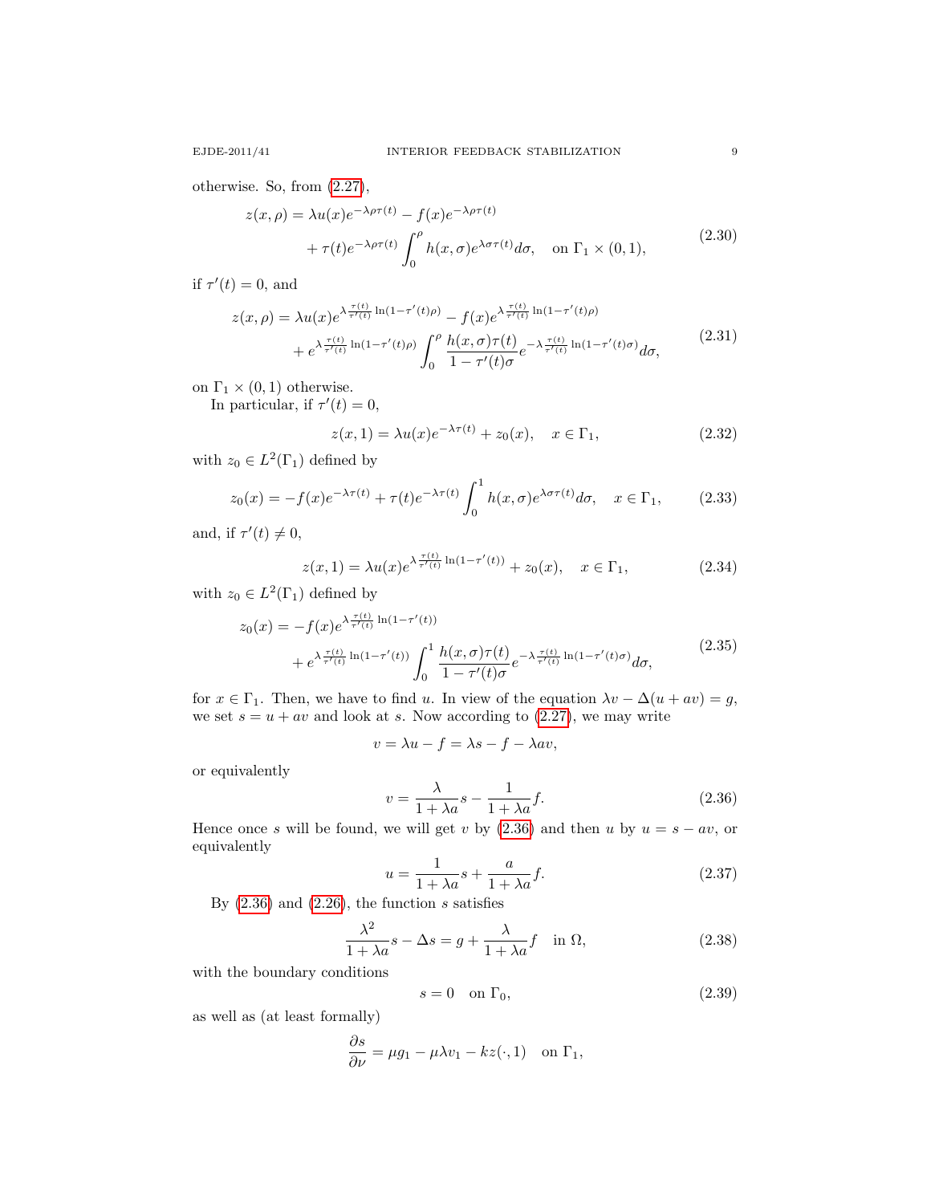otherwise. So, from (2.27),

$$
\begin{aligned}
z(x,\rho) &= \lambda u(x) e^{-\lambda\rho\tau(t)} - f(x) e^{-\lambda\rho\tau(t)} \\
&\quad + \tau(t) e^{-\lambda\rho\tau(t)} \int_0^\rho h(x,\sigma) e^{\lambda\sigma\tau(t)} d\sigma, \quad \text{on } \Gamma_1 \times (0,1),
\end{aligned}
\tag{2.30}
$$

if $\tau'(t) = 0$, and

$$
\begin{aligned}
z(x,\rho) &= \lambda u(x) e^{\lambda \frac{\tau(t)}{\tau'(t)} \ln(1-\tau'(t)\rho)} - f(x) e^{\lambda \frac{\tau(t)}{\tau'(t)} \ln(1-\tau'(t)\rho)} \\
&\quad + e^{\lambda \frac{\tau(t)}{\tau'(t)} \ln(1-\tau'(t)\rho)} \int_0^\rho \frac{h(x,\sigma)\tau(t)}{1-\tau'(t)\sigma} e^{-\lambda \frac{\tau(t)}{\tau'(t)} \ln(1-\tau'(t)\sigma)} d\sigma,
\end{aligned}
\tag{2.31}
$$

on $\Gamma_1 \times (0,1)$ otherwise.

In particular, if $\tau'(t) = 0$,

$$
z(x,1) = \lambda u(x) e^{-\lambda\tau(t)} + z_0(x), \quad x \in \Gamma_1,
\tag{2.32}
$$

with $z_0 \in L^2(\Gamma_1)$ defined by

$$
z_0(x) = -f(x) e^{-\lambda\tau(t)} + \tau(t) e^{-\lambda\tau(t)} \int_0^1 h(x,\sigma) e^{\lambda\sigma\tau(t)} d\sigma, \quad x \in \Gamma_1,
\tag{2.33}
$$

and, if $\tau'(t) \neq 0$,

$$
z(x,1) = \lambda u(x) e^{\lambda \frac{\tau(t)}{\tau'(t)} \ln(1-\tau'(t))} + z_0(x), \quad x \in \Gamma_1,
\tag{2.34}
$$

with $z_0 \in L^2(\Gamma_1)$ defined by

$$
\begin{aligned}
z_0(x) &= -f(x) e^{\lambda \frac{\tau(t)}{\tau'(t)} \ln(1-\tau'(t))} \\
&\quad + e^{\lambda \frac{\tau(t)}{\tau'(t)} \ln(1-\tau'(t))} \int_0^1 \frac{h(x,\sigma)\tau(t)}{1-\tau'(t)\sigma} e^{-\lambda \frac{\tau(t)}{\tau'(t)} \ln(1-\tau'(t)\sigma)} d\sigma,
\end{aligned}
\tag{2.35}
$$

for $x \in \Gamma_1$. Then, we have to find $u$. In view of the equation $\lambda v - \Delta(u + av) = g$, we set $s = u + av$ and look at $s$. Now according to (2.27), we may write

$$
v = \lambda u - f = \lambda s - f - \lambda a v,
$$

or equivalently

$$
v = \frac{\lambda}{1+\lambda a} s - \frac{1}{1+\lambda a} f.
\tag{2.36}
$$

Hence once $s$ will be found, we will get $v$ by (2.36) and then $u$ by $u = s - av$, or equivalently

$$
u = \frac{1}{1+\lambda a} s + \frac{a}{1+\lambda a} f.
\tag{2.37}
$$

By (2.36) and (2.26), the function $s$ satisfies

$$
\frac{\lambda^2}{1+\lambda a} s - \Delta s = g + \frac{\lambda}{1+\lambda a} f \quad \text{in } \Omega,
\tag{2.38}
$$

with the boundary conditions

$$
s = 0 \quad \text{on } \Gamma_0,
\tag{2.39}
$$

as well as (at least formally)

$$
\frac{\partial s}{\partial \nu} = \mu g_1 - \mu \lambda v_1 - k z(\cdot,1) \quad \text{on } \Gamma_1,
$$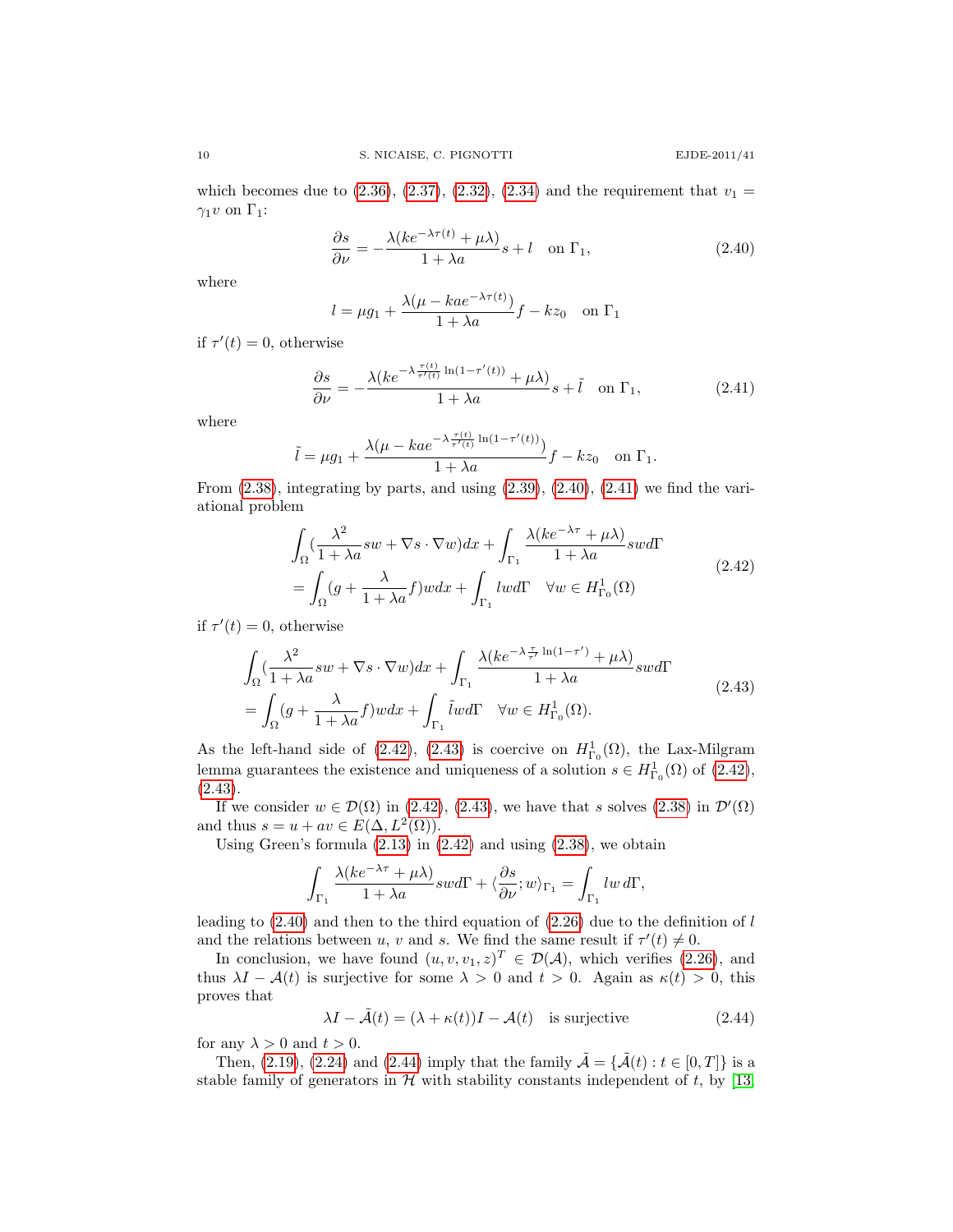which becomes due to (2.36), (2.37), (2.32), (2.34) and the requirement that $v_1 = \gamma_1 v$ on $\Gamma_1$:

$$\frac{\partial s}{\partial \nu} = -\frac{\lambda(ke^{-\lambda\tau(t)} + \mu\lambda)}{1+\lambda a} s + l \quad \text{on } \Gamma_1, \tag{2.40}$$

where

$$l = \mu g_1 + \frac{\lambda(\mu - kae^{-\lambda\tau(t)})}{1+\lambda a} f - kz_0 \quad \text{on } \Gamma_1$$

if $\tau'(t) = 0$, otherwise

$$\frac{\partial s}{\partial \nu} = -\frac{\lambda(ke^{-\lambda\frac{\tau(t)}{\tau'(t)}\ln(1-\tau'(t))} + \mu\lambda)}{1+\lambda a} s + \tilde{l} \quad \text{on } \Gamma_1, \tag{2.41}$$

where

$$\tilde{l} = \mu g_1 + \frac{\lambda(\mu - kae^{-\lambda\frac{\tau(t)}{\tau'(t)}\ln(1-\tau'(t))})}{1+\lambda a} f - kz_0 \quad \text{on } \Gamma_1.$$

From (2.38), integrating by parts, and using (2.39), (2.40), (2.41) we find the variational problem

$$\begin{aligned}
&\int_\Omega \Big(\frac{\lambda^2}{1+\lambda a} sw + \nabla s \cdot \nabla w\Big)dx + \int_{\Gamma_1} \frac{\lambda(ke^{-\lambda\tau} + \mu\lambda)}{1+\lambda a} sw d\Gamma \\
&= \int_\Omega \Big(g + \frac{\lambda}{1+\lambda a} f\Big) w dx + \int_{\Gamma_1} lw d\Gamma \quad \forall w \in H^1_{\Gamma_0}(\Omega)
\end{aligned} \tag{2.42}$$

if $\tau'(t) = 0$, otherwise

$$\begin{aligned}
&\int_\Omega \Big(\frac{\lambda^2}{1+\lambda a} sw + \nabla s \cdot \nabla w\Big)dx + \int_{\Gamma_1} \frac{\lambda(ke^{-\lambda\frac{\tau}{\tau'}\ln(1-\tau')} + \mu\lambda)}{1+\lambda a} sw d\Gamma \\
&= \int_\Omega \Big(g + \frac{\lambda}{1+\lambda a} f\Big) w dx + \int_{\Gamma_1} \tilde{l} w d\Gamma \quad \forall w \in H^1_{\Gamma_0}(\Omega).
\end{aligned} \tag{2.43}$$

As the left-hand side of (2.42), (2.43) is coercive on $H^1_{\Gamma_0}(\Omega)$, the Lax-Milgram lemma guarantees the existence and uniqueness of a solution $s \in H^1_{\Gamma_0}(\Omega)$ of (2.42), (2.43).

If we consider $w \in \mathcal{D}(\Omega)$ in (2.42), (2.43), we have that $s$ solves (2.38) in $\mathcal{D}'(\Omega)$ and thus $s = u + av \in E(\Delta, L^2(\Omega))$.

Using Green's formula (2.13) in (2.42) and using (2.38), we obtain

$$\int_{\Gamma_1} \frac{\lambda(ke^{-\lambda\tau} + \mu\lambda)}{1+\lambda a} sw d\Gamma + \langle \frac{\partial s}{\partial \nu}; w\rangle_{\Gamma_1} = \int_{\Gamma_1} lw \, d\Gamma,$$

leading to (2.40) and then to the third equation of (2.26) due to the definition of $l$ and the relations between $u$, $v$ and $s$. We find the same result if $\tau'(t) \neq 0$.

In conclusion, we have found $(u, v, v_1, z)^T \in \mathcal{D}(\mathcal{A})$, which verifies (2.26), and thus $\lambda I - \mathcal{A}(t)$ is surjective for some $\lambda > 0$ and $t > 0$. Again as $\kappa(t) > 0$, this proves that

$$\lambda I - \tilde{\mathcal{A}}(t) = (\lambda + \kappa(t))I - \mathcal{A}(t) \quad \text{is surjective} \tag{2.44}$$

for any $\lambda > 0$ and $t > 0$.

Then, (2.19), (2.24) and (2.44) imply that the family $\tilde{\mathcal{A}} = \{\tilde{\mathcal{A}}(t) : t \in [0, T]\}$ is a stable family of generators in $\mathcal{H}$ with stability constants independent of $t$, by [13,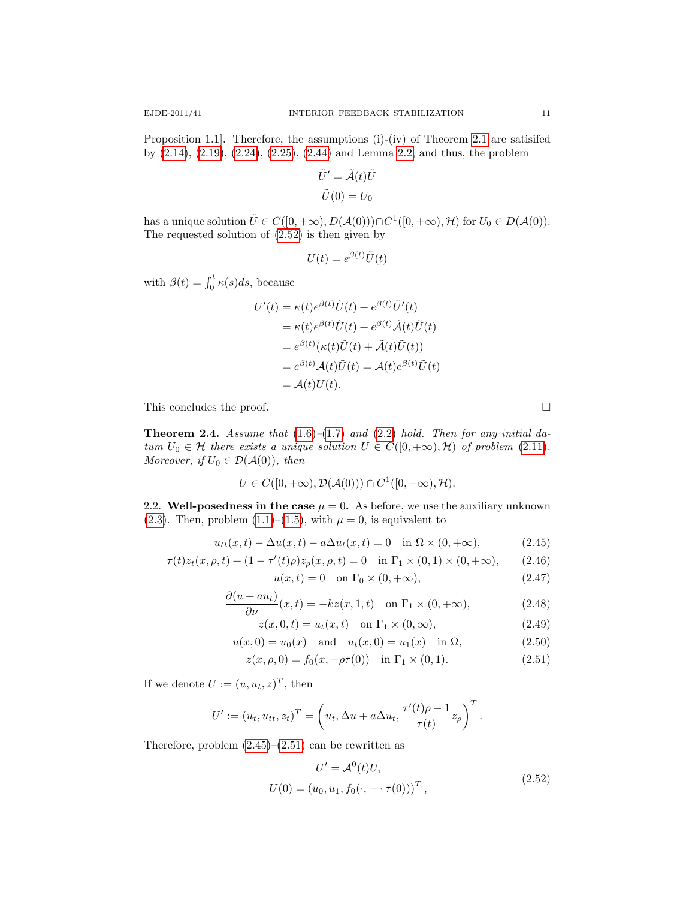Proposition 1.1]. Therefore, the assumptions (i)-(iv) of Theorem 2.1 are satisifed by (2.14), (2.19), (2.24), (2.25), (2.44) and Lemma 2.2, and thus, the problem

$$\tilde{U}' = \tilde{\mathcal{A}}(t)\tilde{U}$$
$$\tilde{U}(0) = U_0$$

has a unique solution $\tilde{U} \in C([0,+\infty), D(\mathcal{A}(0))) \cap C^1([0,+\infty), \mathcal{H})$ for $U_0 \in D(\mathcal{A}(0))$. The requested solution of (2.52) is then given by

$$U(t) = e^{\beta(t)}\tilde{U}(t)$$

with $\beta(t) = \int_0^t \kappa(s)ds$, because

$$\begin{aligned}
U'(t) &= \kappa(t)e^{\beta(t)}\tilde{U}(t) + e^{\beta(t)}\tilde{U}'(t) \\
&= \kappa(t)e^{\beta(t)}\tilde{U}(t) + e^{\beta(t)}\tilde{\mathcal{A}}(t)\tilde{U}(t) \\
&= e^{\beta(t)}(\kappa(t)\tilde{U}(t) + \tilde{\mathcal{A}}(t)\tilde{U}(t)) \\
&= e^{\beta(t)}\mathcal{A}(t)\tilde{U}(t) = \mathcal{A}(t)e^{\beta(t)}\tilde{U}(t) \\
&= \mathcal{A}(t)U(t).
\end{aligned}$$

This concludes the proof. □

**Theorem 2.4.** *Assume that* (1.6)–(1.7) *and* (2.2) *hold. Then for any initial datum* $U_0 \in \mathcal{H}$ *there exists a unique solution* $U \in C([0,+\infty),\mathcal{H})$ *of problem* (2.11). *Moreover, if* $U_0 \in \mathcal{D}(\mathcal{A}(0))$, *then*

$$U \in C([0,+\infty), \mathcal{D}(\mathcal{A}(0))) \cap C^1([0,+\infty), \mathcal{H}).$$

2.2. **Well-posedness in the case** $\mu = 0$**.** As before, we use the auxiliary unknown (2.3). Then, problem (1.1)–(1.5), with $\mu = 0$, is equivalent to

$$u_{tt}(x,t) - \Delta u(x,t) - a\Delta u_t(x,t) = 0 \quad \text{in } \Omega \times (0,+\infty), \tag{2.45}$$

$$\tau(t)z_t(x,\rho,t) + (1-\tau'(t)\rho)z_\rho(x,\rho,t) = 0 \quad \text{in } \Gamma_1 \times (0,1) \times (0,+\infty), \tag{2.46}$$

$$u(x,t) = 0 \quad \text{on } \Gamma_0 \times (0,+\infty), \tag{2.47}$$

$$\frac{\partial(u + au_t)}{\partial\nu}(x,t) = -kz(x,1,t) \quad \text{on } \Gamma_1 \times (0,+\infty), \tag{2.48}$$

$$z(x,0,t) = u_t(x,t) \quad \text{on } \Gamma_1 \times (0,\infty), \tag{2.49}$$

$$u(x,0) = u_0(x) \quad \text{and} \quad u_t(x,0) = u_1(x) \quad \text{in } \Omega, \tag{2.50}$$

$$z(x,\rho,0) = f_0(x,-\rho\tau(0)) \quad \text{in } \Gamma_1 \times (0,1). \tag{2.51}$$

If we denote $U := (u, u_t, z)^T$, then

$$U' := (u_t, u_{tt}, z_t)^T = \left(u_t, \Delta u + a\Delta u_t, \frac{\tau'(t)\rho - 1}{\tau(t)} z_\rho\right)^T.$$

Therefore, problem (2.45)–(2.51) can be rewritten as

$$\begin{gathered}
U' = \mathcal{A}^0(t)U, \\
U(0) = (u_0, u_1, f_0(\cdot, -\cdot\,\tau(0)))^T,
\end{gathered} \tag{2.52}$$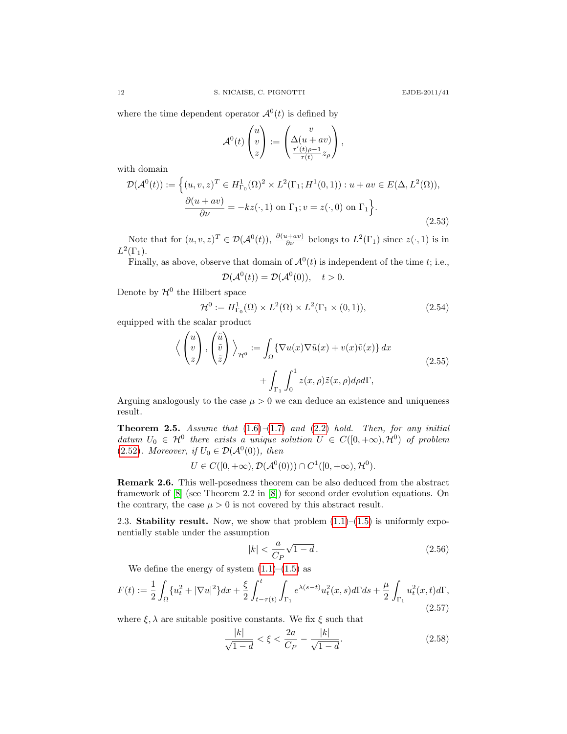where the time dependent operator $\mathcal{A}^0(t)$ is defined by

$$\mathcal{A}^0(t)\begin{pmatrix} u \\ v \\ z \end{pmatrix} := \begin{pmatrix} v \\ \Delta(u+av) \\ \frac{\tau'(t)\rho - 1}{\tau(t)} z_\rho \end{pmatrix},$$

with domain

$$\begin{aligned}\mathcal{D}(\mathcal{A}^0(t)) := \Big\{ &(u,v,z)^T \in H^1_{\Gamma_0}(\Omega)^2 \times L^2(\Gamma_1; H^1(0,1)) : u+av \in E(\Delta, L^2(\Omega)), \\ &\frac{\partial(u+av)}{\partial \nu} = -kz(\cdot,1) \text{ on } \Gamma_1; v = z(\cdot,0) \text{ on } \Gamma_1 \Big\}.\end{aligned} \tag{2.53}$$

Note that for $(u,v,z)^T \in \mathcal{D}(\mathcal{A}^0(t))$, $\frac{\partial(u+av)}{\partial\nu}$ belongs to $L^2(\Gamma_1)$ since $z(\cdot,1)$ is in $L^2(\Gamma_1)$.

Finally, as above, observe that domain of $\mathcal{A}^0(t)$ is independent of the time $t$; i.e.,

$$\mathcal{D}(\mathcal{A}^0(t)) = \mathcal{D}(\mathcal{A}^0(0)), \quad t > 0.$$

Denote by $\mathcal{H}^0$ the Hilbert space

$$\mathcal{H}^0 := H^1_{\Gamma_0}(\Omega) \times L^2(\Omega) \times L^2(\Gamma_1 \times (0,1)), \tag{2.54}$$

equipped with the scalar product

$$\begin{aligned}\Big\langle \begin{pmatrix} u \\ v \\ z \end{pmatrix}, \begin{pmatrix} \tilde u \\ \tilde v \\ \tilde z \end{pmatrix} \Big\rangle_{\mathcal{H}^0} &:= \int_\Omega \{\nabla u(x)\nabla \tilde u(x) + v(x)\tilde v(x)\}\,dx \\ &\quad + \int_{\Gamma_1}\int_0^1 z(x,\rho)\tilde z(x,\rho)\,d\rho\, d\Gamma,\end{aligned} \tag{2.55}$$

Arguing analogously to the case $\mu > 0$ we can deduce an existence and uniqueness result.

**Theorem 2.5.** *Assume that (1.6)–(1.7) and (2.2) hold. Then, for any initial datum $U_0 \in \mathcal{H}^0$ there exists a unique solution $U \in C([0,+\infty), \mathcal{H}^0)$ of problem (2.52). Moreover, if $U_0 \in \mathcal{D}(\mathcal{A}^0(0))$, then*

$$U \in C([0,+\infty), \mathcal{D}(\mathcal{A}^0(0))) \cap C^1([0,+\infty), \mathcal{H}^0).$$

**Remark 2.6.** This well-posedness theorem can be also deduced from the abstract framework of [8] (see Theorem 2.2 in [8]) for second order evolution equations. On the contrary, the case $\mu > 0$ is not covered by this abstract result.

**2.3. Stability result.** Now, we show that problem (1.1)–(1.5) is uniformly exponentially stable under the assumption

$$|k| < \frac{a}{C_P}\sqrt{1-d}\,. \tag{2.56}$$

We define the energy of system (1.1)–(1.5) as

$$F(t) := \frac{1}{2}\int_\Omega \{u_t^2 + |\nabla u|^2\}dx + \frac{\xi}{2}\int_{t-\tau(t)}^t \int_{\Gamma_1} e^{\lambda(s-t)} u_t^2(x,s)\,d\Gamma ds + \frac{\mu}{2}\int_{\Gamma_1} u_t^2(x,t)\,d\Gamma, \tag{2.57}$$

where $\xi, \lambda$ are suitable positive constants. We fix $\xi$ such that

$$\frac{|k|}{\sqrt{1-d}} < \xi < \frac{2a}{C_P} - \frac{|k|}{\sqrt{1-d}}. \tag{2.58}$$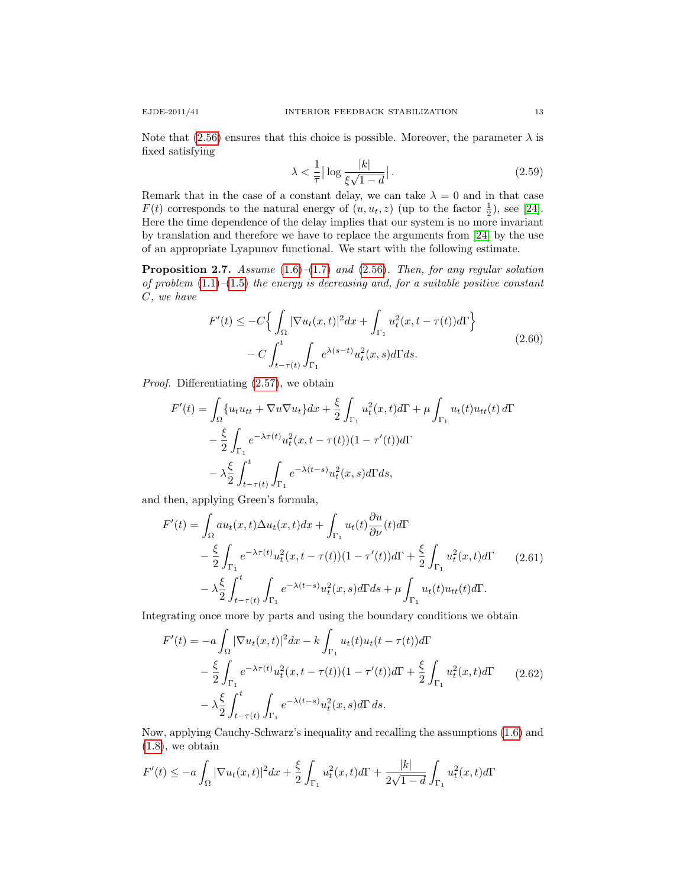Note that (2.56) ensures that this choice is possible. Moreover, the parameter $\lambda$ is fixed satisfying

$$\lambda < \frac{1}{\overline{\tau}}\Big| \log \frac{|k|}{\xi\sqrt{1-d}}\Big|\,. \tag{2.59}$$

Remark that in the case of a constant delay, we can take $\lambda = 0$ and in that case $F(t)$ corresponds to the natural energy of $(u, u_t, z)$ (up to the factor $\frac{1}{2}$), see [24]. Here the time dependence of the delay implies that our system is no more invariant by translation and therefore we have to replace the arguments from [24] by the use of an appropriate Lyapunov functional. We start with the following estimate.

**Proposition 2.7.** *Assume* (1.6)–(1.7) *and* (2.56). *Then, for any regular solution of problem* (1.1)–(1.5) *the energy is decreasing and, for a suitable positive constant* $C$*, we have*

$$\begin{aligned} F'(t) \le &-C\Big\{ \int_\Omega |\nabla u_t(x,t)|^2 dx + \int_{\Gamma_1} u_t^2(x, t-\tau(t)) d\Gamma \Big\} \\ &- C \int_{t-\tau(t)}^t \int_{\Gamma_1} e^{\lambda(s-t)} u_t^2(x,s) d\Gamma ds. \end{aligned} \tag{2.60}$$

*Proof.* Differentiating (2.57), we obtain

$$\begin{aligned} F'(t) = &\int_\Omega \{u_t u_{tt} + \nabla u \nabla u_t\} dx + \frac{\xi}{2}\int_{\Gamma_1} u_t^2(x,t) d\Gamma + \mu \int_{\Gamma_1} u_t(t) u_{tt}(t)\, d\Gamma \\ &- \frac{\xi}{2}\int_{\Gamma_1} e^{-\lambda\tau(t)} u_t^2(x, t-\tau(t))(1-\tau'(t)) d\Gamma \\ &- \lambda\frac{\xi}{2}\int_{t-\tau(t)}^t \int_{\Gamma_1} e^{-\lambda(t-s)} u_t^2(x,s) d\Gamma ds, \end{aligned}$$

and then, applying Green's formula,

$$\begin{aligned} F'(t) = &\int_\Omega a u_t(x,t) \Delta u_t(x,t) dx + \int_{\Gamma_1} u_t(t) \frac{\partial u}{\partial \nu}(t) d\Gamma \\ &- \frac{\xi}{2}\int_{\Gamma_1} e^{-\lambda\tau(t)} u_t^2(x, t-\tau(t))(1-\tau'(t)) d\Gamma + \frac{\xi}{2}\int_{\Gamma_1} u_t^2(x,t) d\Gamma \\ &- \lambda\frac{\xi}{2}\int_{t-\tau(t)}^t \int_{\Gamma_1} e^{-\lambda(t-s)} u_t^2(x,s) d\Gamma ds + \mu \int_{\Gamma_1} u_t(t) u_{tt}(t) d\Gamma. \end{aligned} \tag{2.61}$$

Integrating once more by parts and using the boundary conditions we obtain

$$\begin{aligned} F'(t) = &-a \int_\Omega |\nabla u_t(x,t)|^2 dx - k \int_{\Gamma_1} u_t(t) u_t(t-\tau(t)) d\Gamma \\ &- \frac{\xi}{2}\int_{\Gamma_1} e^{-\lambda\tau(t)} u_t^2(x, t-\tau(t))(1-\tau'(t)) d\Gamma + \frac{\xi}{2}\int_{\Gamma_1} u_t^2(x,t) d\Gamma \\ &- \lambda\frac{\xi}{2}\int_{t-\tau(t)}^t \int_{\Gamma_1} e^{-\lambda(t-s)} u_t^2(x,s) d\Gamma\, ds. \end{aligned} \tag{2.62}$$

Now, applying Cauchy-Schwarz's inequality and recalling the assumptions (1.6) and (1.8), we obtain

$$F'(t) \le -a\int_\Omega |\nabla u_t(x,t)|^2 dx + \frac{\xi}{2}\int_{\Gamma_1} u_t^2(x,t) d\Gamma + \frac{|k|}{2\sqrt{1-d}} \int_{\Gamma_1} u_t^2(x,t) d\Gamma$$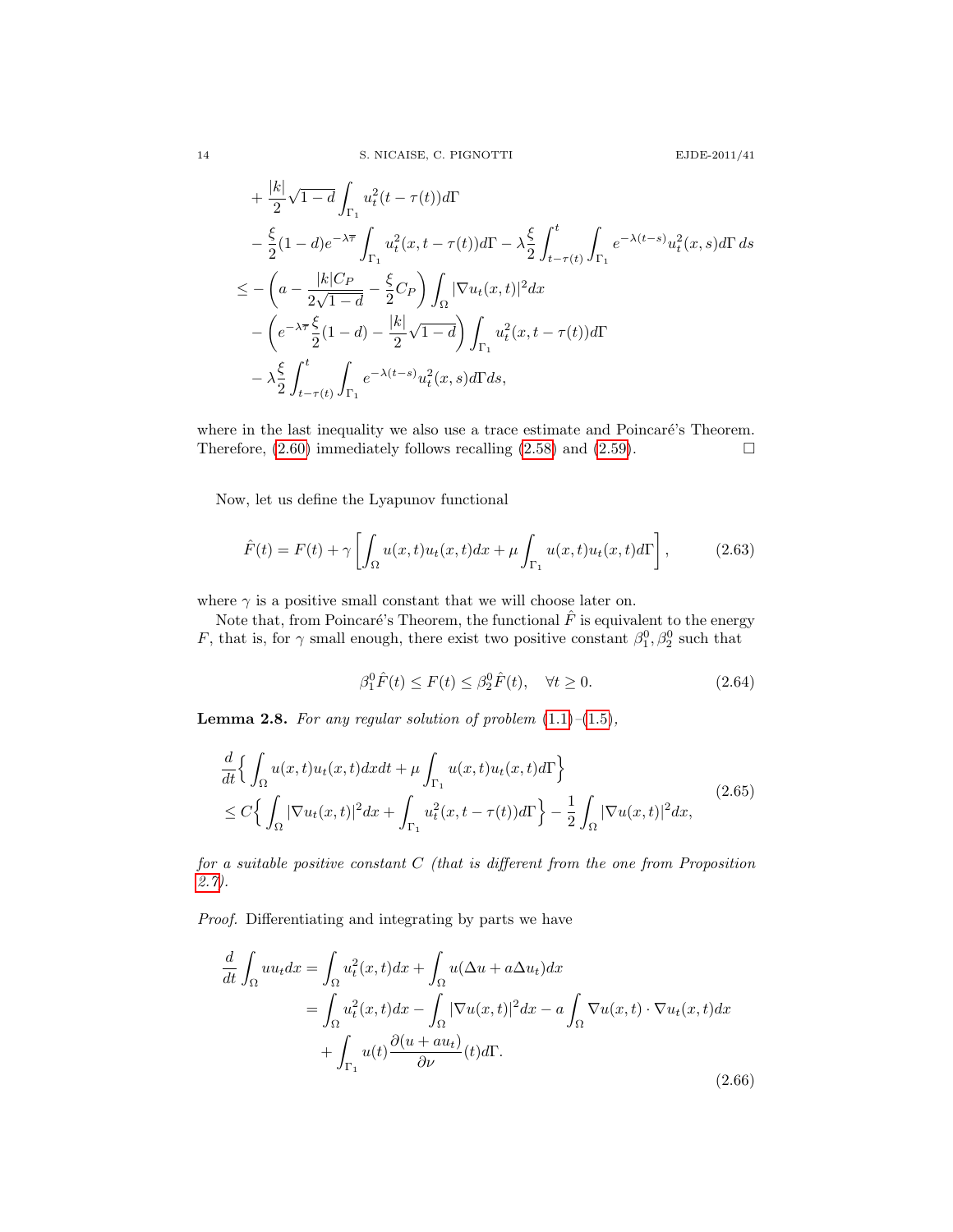$$
\begin{aligned}
&+\frac{|k|}{2}\sqrt{1-d}\int_{\Gamma_1} u_t^2(t-\tau(t))d\Gamma\\
&-\frac{\xi}{2}(1-d)e^{-\lambda\overline{\tau}}\int_{\Gamma_1} u_t^2(x,t-\tau(t))d\Gamma-\lambda\frac{\xi}{2}\int_{t-\tau(t)}^t\int_{\Gamma_1} e^{-\lambda(t-s)}u_t^2(x,s)d\Gamma\,ds\\
\le&-\Big(a-\frac{|k|C_P}{2\sqrt{1-d}}-\frac{\xi}{2}C_P\Big)\int_\Omega|\nabla u_t(x,t)|^2dx\\
&-\Big(e^{-\lambda\overline{\tau}}\frac{\xi}{2}(1-d)-\frac{|k|}{2}\sqrt{1-d}\Big)\int_{\Gamma_1} u_t^2(x,t-\tau(t))d\Gamma\\
&-\lambda\frac{\xi}{2}\int_{t-\tau(t)}^t\int_{\Gamma_1} e^{-\lambda(t-s)}u_t^2(x,s)d\Gamma ds,
\end{aligned}
$$

where in the last inequality we also use a trace estimate and Poincaré's Theorem. Therefore, (2.60) immediately follows recalling (2.58) and (2.59). $\square$

Now, let us define the Lyapunov functional

$$
\hat{F}(t)=F(t)+\gamma\Big[\int_\Omega u(x,t)u_t(x,t)dx+\mu\int_{\Gamma_1} u(x,t)u_t(x,t)d\Gamma\Big], \tag{2.63}
$$

where $\gamma$ is a positive small constant that we will choose later on.

Note that, from Poincaré's Theorem, the functional $\hat{F}$ is equivalent to the energy $F$, that is, for $\gamma$ small enough, there exist two positive constant $\beta_1^0,\beta_2^0$ such that

$$
\beta_1^0\hat{F}(t)\le F(t)\le \beta_2^0\hat{F}(t),\quad \forall t\ge 0. \tag{2.64}
$$

**Lemma 2.8.** *For any regular solution of problem (1.1)–(1.5),*

$$
\begin{aligned}
&\frac{d}{dt}\Big\{\int_\Omega u(x,t)u_t(x,t)dxdt+\mu\int_{\Gamma_1} u(x,t)u_t(x,t)d\Gamma\Big\}\\
&\le C\Big\{\int_\Omega|\nabla u_t(x,t)|^2dx+\int_{\Gamma_1} u_t^2(x,t-\tau(t))d\Gamma\Big\}-\frac{1}{2}\int_\Omega|\nabla u(x,t)|^2dx,
\end{aligned} \tag{2.65}
$$

*for a suitable positive constant $C$ (that is different from the one from Proposition 2.7).*

*Proof.* Differentiating and integrating by parts we have

$$
\begin{aligned}
\frac{d}{dt}\int_\Omega uu_tdx&=\int_\Omega u_t^2(x,t)dx+\int_\Omega u(\Delta u+a\Delta u_t)dx\\
&=\int_\Omega u_t^2(x,t)dx-\int_\Omega|\nabla u(x,t)|^2dx-a\int_\Omega\nabla u(x,t)\cdot\nabla u_t(x,t)dx\\
&\quad+\int_{\Gamma_1} u(t)\frac{\partial(u+au_t)}{\partial\nu}(t)d\Gamma.
\end{aligned} \tag{2.66}
$$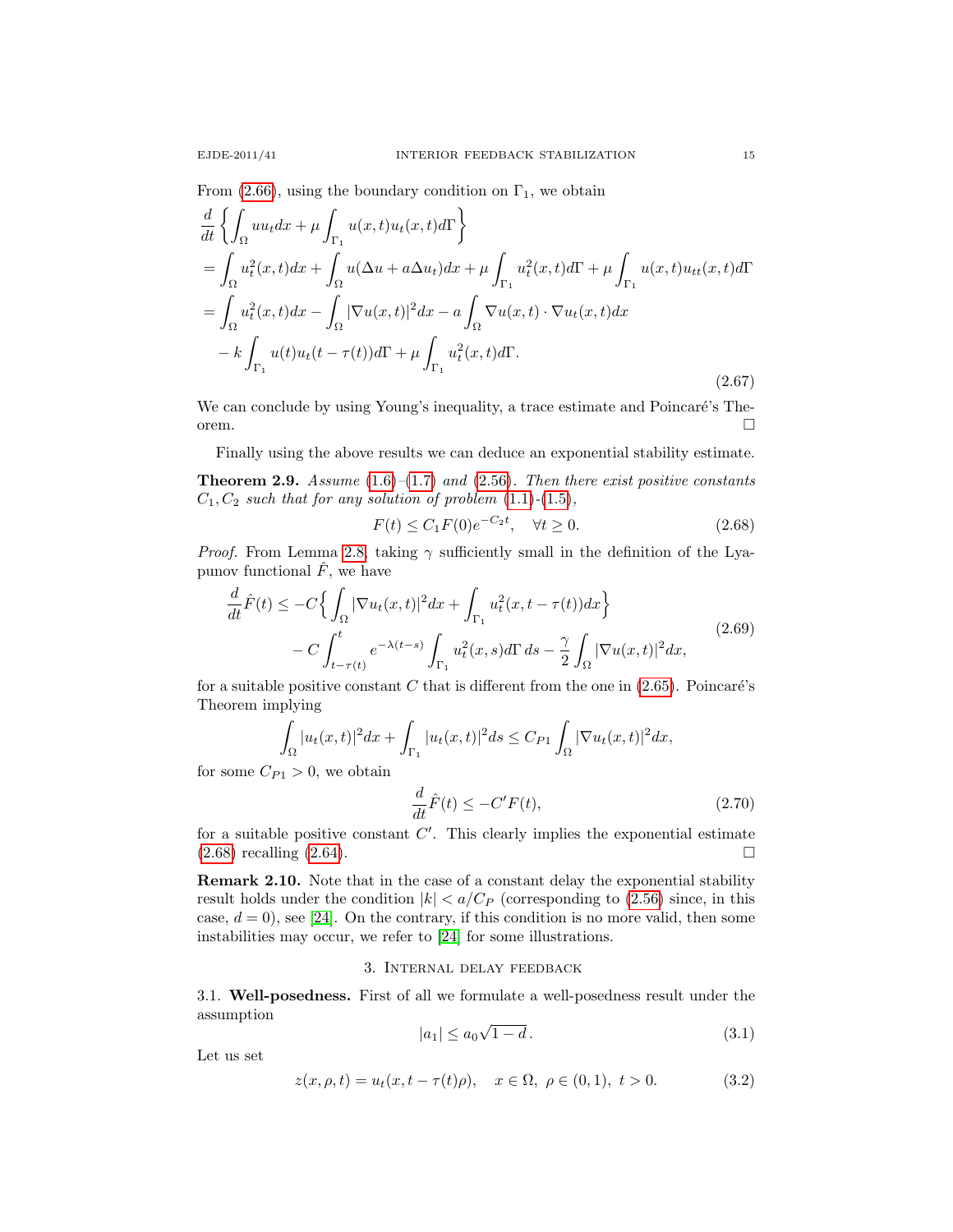From (2.66), using the boundary condition on $\Gamma_1$, we obtain

$$
\begin{aligned}
&\frac{d}{dt}\Big\{\int_\Omega u u_t dx + \mu \int_{\Gamma_1} u(x,t)u_t(x,t) d\Gamma\Big\} \\
&= \int_\Omega u_t^2(x,t)dx + \int_\Omega u(\Delta u + a\Delta u_t)dx + \mu\int_{\Gamma_1} u_t^2(x,t)d\Gamma + \mu \int_{\Gamma_1} u(x,t)u_{tt}(x,t)d\Gamma \\
&= \int_\Omega u_t^2(x,t)dx - \int_\Omega |\nabla u(x,t)|^2 dx - a\int_\Omega \nabla u(x,t)\cdot\nabla u_t(x,t)dx \\
&\quad - k\int_{\Gamma_1} u(t)u_t(t-\tau(t))d\Gamma + \mu\int_{\Gamma_1} u_t^2(x,t)d\Gamma.
\end{aligned}
\tag{2.67}
$$

We can conclude by using Young's inequality, a trace estimate and Poincaré's Theorem. □

Finally using the above results we can deduce an exponential stability estimate.

**Theorem 2.9.** *Assume (1.6)–(1.7) and (2.56). Then there exist positive constants $C_1, C_2$ such that for any solution of problem (1.1)-(1.5),*

$$
F(t) \le C_1 F(0) e^{-C_2 t}, \quad \forall t \ge 0. \tag{2.68}
$$

*Proof.* From Lemma 2.8, taking $\gamma$ sufficiently small in the definition of the Lyapunov functional $\hat{F}$, we have

$$
\begin{aligned}
\frac{d}{dt}\hat{F}(t) \le -C\Big\{\int_\Omega |\nabla u_t(x,t)|^2dx + \int_{\Gamma_1} u_t^2(x,t-\tau(t))dx\Big\} \\
- C\int_{t-\tau(t)}^t e^{-\lambda(t-s)}\int_{\Gamma_1} u_t^2(x,s)d\Gamma\, ds - \frac{\gamma}{2}\int_\Omega |\nabla u(x,t)|^2 dx,
\end{aligned}
\tag{2.69}
$$

for a suitable positive constant $C$ that is different from the one in (2.65). Poincaré's Theorem implying

$$
\int_\Omega |u_t(x,t)|^2dx + \int_{\Gamma_1} |u_t(x,t)|^2 ds \le C_{P1}\int_\Omega |\nabla u_t(x,t)|^2 dx,
$$

for some $C_{P1} > 0$, we obtain

$$
\frac{d}{dt}\hat{F}(t) \le -C' F(t), \tag{2.70}
$$

for a suitable positive constant $C'$. This clearly implies the exponential estimate (2.68) recalling (2.64). □

**Remark 2.10.** Note that in the case of a constant delay the exponential stability result holds under the condition $|k| < a/C_P$ (corresponding to (2.56) since, in this case, $d = 0$), see [24]. On the contrary, if this condition is no more valid, then some instabilities may occur, we refer to [24] for some illustrations.

## 3. Internal delay feedback

### 3.1. Well-posedness.

First of all we formulate a well-posedness result under the assumption

$$
|a_1| \le a_0\sqrt{1-d}\,. \tag{3.1}
$$

Let us set

$$
z(x,\rho,t) = u_t(x, t-\tau(t)\rho), \quad x\in\Omega,\ \rho\in(0,1),\ t>0. \tag{3.2}
$$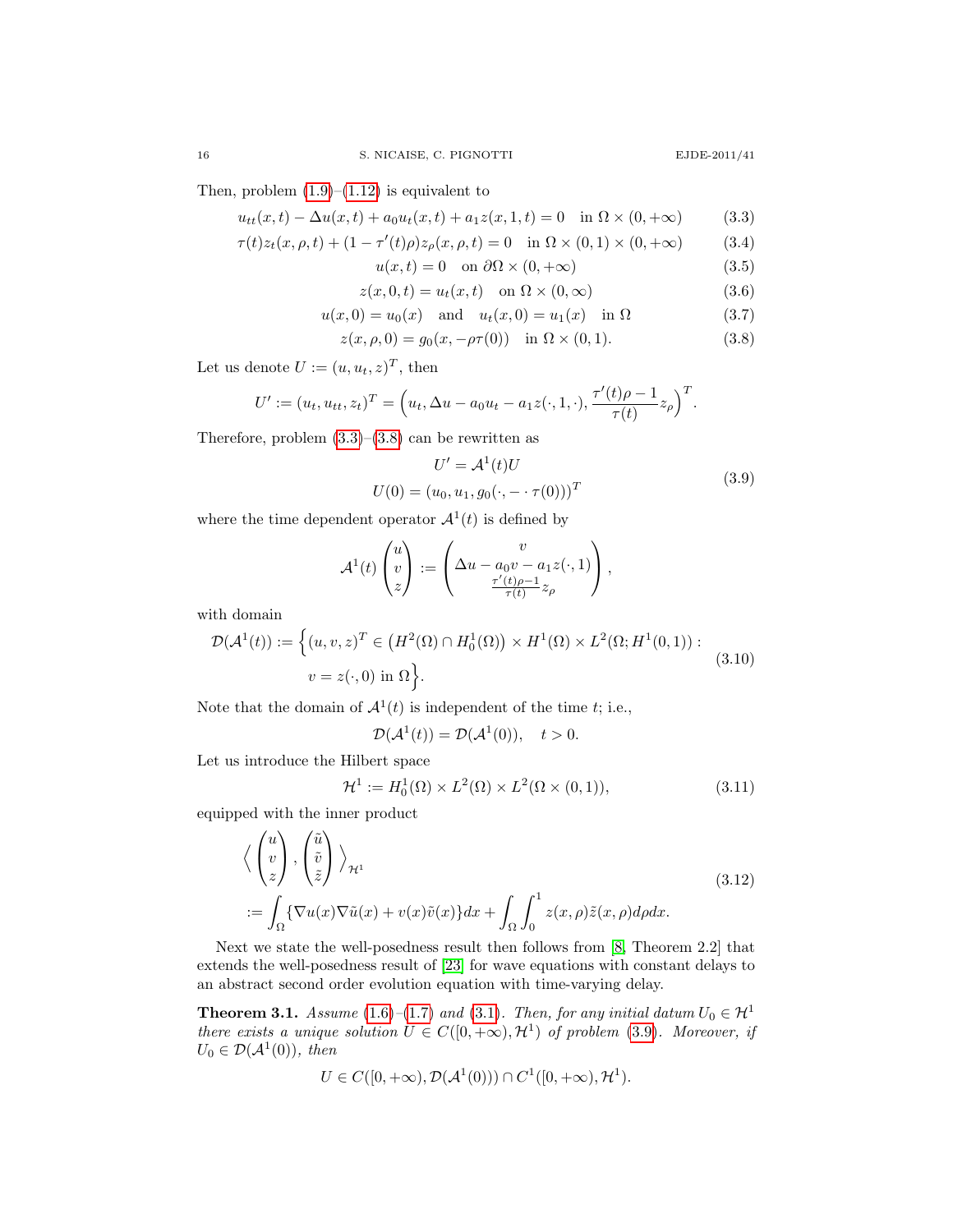Then, problem (1.9)–(1.12) is equivalent to

$$u_{tt}(x,t) - \Delta u(x,t) + a_0 u_t(x,t) + a_1 z(x,1,t) = 0 \quad \text{in } \Omega \times (0,+\infty) \tag{3.3}$$

$$\tau(t) z_t(x,\rho,t) + (1-\tau'(t)\rho) z_\rho(x,\rho,t) = 0 \quad \text{in } \Omega \times (0,1) \times (0,+\infty) \tag{3.4}$$

$$u(x,t) = 0 \quad \text{on } \partial\Omega \times (0,+\infty) \tag{3.5}$$

$$z(x,0,t) = u_t(x,t) \quad \text{on } \Omega \times (0,\infty) \tag{3.6}$$

$$u(x,0) = u_0(x) \quad \text{and} \quad u_t(x,0) = u_1(x) \quad \text{in } \Omega \tag{3.7}$$

$$z(x,\rho,0) = g_0(x, -\rho\tau(0)) \quad \text{in } \Omega \times (0,1). \tag{3.8}$$

Let us denote $U := (u, u_t, z)^T$, then

$$U' := (u_t, u_{tt}, z_t)^T = \Big(u_t, \Delta u - a_0 u_t - a_1 z(\cdot,1,\cdot), \frac{\tau'(t)\rho - 1}{\tau(t)} z_\rho\Big)^T.$$

Therefore, problem (3.3)–(3.8) can be rewritten as

$$\begin{gathered} U' = \mathcal{A}^1(t) U \\ U(0) = (u_0, u_1, g_0(\cdot, -\cdot\,\tau(0)))^T \end{gathered} \tag{3.9}$$

where the time dependent operator $\mathcal{A}^1(t)$ is defined by

$$\mathcal{A}^1(t) \begin{pmatrix} u \\ v \\ z \end{pmatrix} := \begin{pmatrix} v \\ \Delta u - a_0 v - a_1 z(\cdot,1) \\ \frac{\tau'(t)\rho - 1}{\tau(t)} z_\rho \end{pmatrix},$$

with domain

$$\begin{aligned} \mathcal{D}(\mathcal{A}^1(t)) := \Big\{ &(u,v,z)^T \in \big(H^2(\Omega) \cap H_0^1(\Omega)\big) \times H^1(\Omega) \times L^2(\Omega; H^1(0,1)) : \\ &v = z(\cdot,0) \text{ in } \Omega \Big\}. \end{aligned} \tag{3.10}$$

Note that the domain of $\mathcal{A}^1(t)$ is independent of the time $t$; i.e.,

$$\mathcal{D}(\mathcal{A}^1(t)) = \mathcal{D}(\mathcal{A}^1(0)), \quad t > 0.$$

Let us introduce the Hilbert space

$$\mathcal{H}^1 := H_0^1(\Omega) \times L^2(\Omega) \times L^2(\Omega \times (0,1)), \tag{3.11}$$

equipped with the inner product

$$\begin{aligned} &\Big\langle \begin{pmatrix} u \\ v \\ z \end{pmatrix}, \begin{pmatrix} \tilde u \\ \tilde v \\ \tilde z \end{pmatrix} \Big\rangle_{\mathcal{H}^1} \\ &:= \int_\Omega \{\nabla u(x) \nabla \tilde u(x) + v(x)\tilde v(x)\} dx + \int_\Omega \int_0^1 z(x,\rho)\tilde z(x,\rho) d\rho dx. \end{aligned} \tag{3.12}$$

Next we state the well-posedness result then follows from [8, Theorem 2.2] that extends the well-posedness result of [23] for wave equations with constant delays to an abstract second order evolution equation with time-varying delay.

**Theorem 3.1.** *Assume (1.6)–(1.7) and (3.1). Then, for any initial datum $U_0 \in \mathcal{H}^1$ there exists a unique solution $U \in C([0,+\infty), \mathcal{H}^1)$ of problem (3.9). Moreover, if $U_0 \in \mathcal{D}(\mathcal{A}^1(0))$, then*

$$U \in C([0,+\infty), \mathcal{D}(\mathcal{A}^1(0))) \cap C^1([0,+\infty), \mathcal{H}^1).$$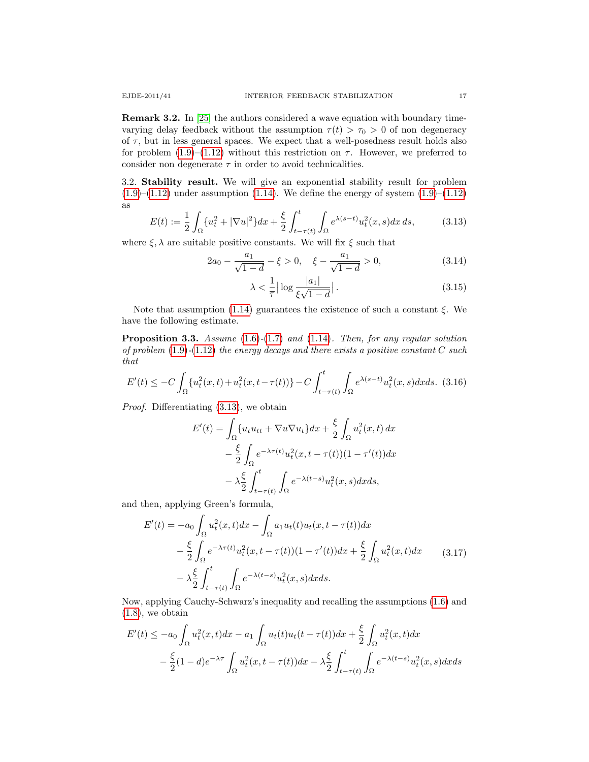**Remark 3.2.** In [25] the authors considered a wave equation with boundary time-varying delay feedback without the assumption $\tau(t) > \tau_0 > 0$ of non degeneracy of $\tau$, but in less general spaces. We expect that a well-posedness result holds also for problem (1.9)–(1.12) without this restriction on $\tau$. However, we preferred to consider non degenerate $\tau$ in order to avoid technicalities.

3.2. **Stability result.** We will give an exponential stability result for problem (1.9)–(1.12) under assumption (1.14). We define the energy of system (1.9)–(1.12) as

$$E(t) := \frac{1}{2}\int_\Omega \{u_t^2 + |\nabla u|^2\}dx + \frac{\xi}{2}\int_{t-\tau(t)}^t \int_\Omega e^{\lambda(s-t)} u_t^2(x,s)dx\,ds, \tag{3.13}$$

where $\xi, \lambda$ are suitable positive constants. We will fix $\xi$ such that

$$2a_0 - \frac{a_1}{\sqrt{1-d}} - \xi > 0, \quad \xi - \frac{a_1}{\sqrt{1-d}} > 0, \tag{3.14}$$

$$\lambda < \frac{1}{\overline{\tau}}\Big|\log\frac{|a_1|}{\xi\sqrt{1-d}}\Big|. \tag{3.15}$$

Note that assumption (1.14) guarantees the existence of such a constant $\xi$. We have the following estimate.

**Proposition 3.3.** *Assume* (1.6)-(1.7) *and* (1.14). *Then, for any regular solution of problem* (1.9)-(1.12) *the energy decays and there exists a positive constant $C$ such that*

$$E'(t) \le -C\int_\Omega \{u_t^2(x,t) + u_t^2(x,t-\tau(t))\} - C\int_{t-\tau(t)}^t \int_\Omega e^{\lambda(s-t)} u_t^2(x,s)dxds. \tag{3.16}$$

*Proof.* Differentiating (3.13), we obtain

$$\begin{aligned}
E'(t) &= \int_\Omega \{u_t u_{tt} + \nabla u \nabla u_t\}dx + \frac{\xi}{2}\int_\Omega u_t^2(x,t)\,dx \\
&\quad - \frac{\xi}{2}\int_\Omega e^{-\lambda\tau(t)} u_t^2(x,t-\tau(t))(1-\tau'(t))dx \\
&\quad - \lambda\frac{\xi}{2}\int_{t-\tau(t)}^t \int_\Omega e^{-\lambda(t-s)} u_t^2(x,s)dxds,
\end{aligned}$$

and then, applying Green's formula,

$$\begin{aligned}
E'(t) &= -a_0\int_\Omega u_t^2(x,t)dx - \int_\Omega a_1 u_t(t)u_t(x,t-\tau(t))dx \\
&\quad - \frac{\xi}{2}\int_\Omega e^{-\lambda\tau(t)} u_t^2(x,t-\tau(t))(1-\tau'(t))dx + \frac{\xi}{2}\int_\Omega u_t^2(x,t)dx \\
&\quad - \lambda\frac{\xi}{2}\int_{t-\tau(t)}^t \int_\Omega e^{-\lambda(t-s)} u_t^2(x,s)dxds.
\end{aligned} \tag{3.17}$$

Now, applying Cauchy-Schwarz's inequality and recalling the assumptions (1.6) and (1.8), we obtain

$$\begin{aligned}
E'(t) &\le -a_0\int_\Omega u_t^2(x,t)dx - a_1\int_\Omega u_t(t)u_t(t-\tau(t))dx + \frac{\xi}{2}\int_\Omega u_t^2(x,t)dx \\
&\quad - \frac{\xi}{2}(1-d)e^{-\lambda\overline{\tau}}\int_\Omega u_t^2(x,t-\tau(t))dx - \lambda\frac{\xi}{2}\int_{t-\tau(t)}^t \int_\Omega e^{-\lambda(t-s)} u_t^2(x,s)dxds
\end{aligned}$$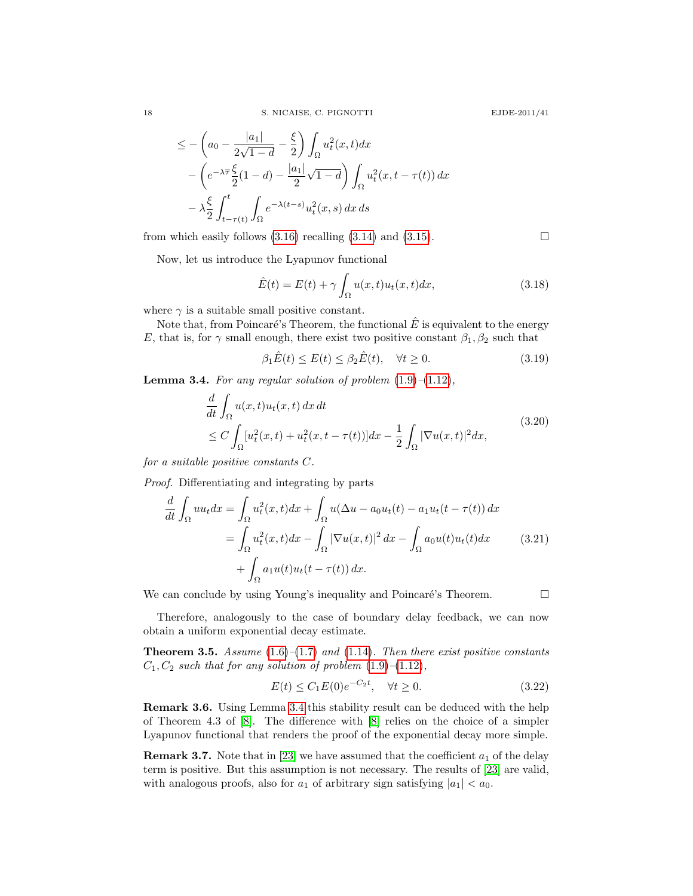$$
\begin{aligned}
&\le -\left(a_0 - \frac{|a_1|}{2\sqrt{1-d}} - \frac{\xi}{2}\right)\int_\Omega u_t^2(x,t)dx \\
&\quad - \left(e^{-\lambda\overline{\tau}}\frac{\xi}{2}(1-d) - \frac{|a_1|}{2}\sqrt{1-d}\right)\int_\Omega u_t^2(x,t-\tau(t))\,dx \\
&\quad - \lambda\frac{\xi}{2}\int_{t-\tau(t)}^t\int_\Omega e^{-\lambda(t-s)}u_t^2(x,s)\,dx\,ds
\end{aligned}
$$

from which easily follows (3.16) recalling (3.14) and (3.15). $\square$

Now, let us introduce the Lyapunov functional

$$
\hat{E}(t) = E(t) + \gamma\int_\Omega u(x,t)u_t(x,t)dx, \tag{3.18}
$$

where $\gamma$ is a suitable small positive constant.

Note that, from Poincaré's Theorem, the functional $\hat{E}$ is equivalent to the energy $E$, that is, for $\gamma$ small enough, there exist two positive constant $\beta_1, \beta_2$ such that

$$
\beta_1\hat{E}(t) \le E(t) \le \beta_2\hat{E}(t), \quad \forall t \ge 0. \tag{3.19}
$$

**Lemma 3.4.** *For any regular solution of problem* (1.9)–(1.12),

$$
\begin{aligned}
&\frac{d}{dt}\int_\Omega u(x,t)u_t(x,t)\,dx\,dt \\
&\le C\int_\Omega [u_t^2(x,t) + u_t^2(x,t-\tau(t))]dx - \frac{1}{2}\int_\Omega |\nabla u(x,t)|^2 dx,
\end{aligned} \tag{3.20}
$$

*for a suitable positive constants $C$.*

*Proof.* Differentiating and integrating by parts

$$
\begin{aligned}
\frac{d}{dt}\int_\Omega uu_t dx &= \int_\Omega u_t^2(x,t)dx + \int_\Omega u(\Delta u - a_0u_t(t) - a_1u_t(t-\tau(t))\,dx \\
&= \int_\Omega u_t^2(x,t)dx - \int_\Omega |\nabla u(x,t)|^2\,dx - \int_\Omega a_0u(t)u_t(t)dx \\
&\quad + \int_\Omega a_1u(t)u_t(t-\tau(t))\,dx.
\end{aligned} \tag{3.21}
$$

We can conclude by using Young's inequality and Poincaré's Theorem. $\square$

Therefore, analogously to the case of boundary delay feedback, we can now obtain a uniform exponential decay estimate.

**Theorem 3.5.** *Assume* (1.6)–(1.7) *and* (1.14)*. Then there exist positive constants $C_1, C_2$ such that for any solution of problem* (1.9)–(1.12),

$$
E(t) \le C_1E(0)e^{-C_2t}, \quad \forall t \ge 0. \tag{3.22}
$$

**Remark 3.6.** Using Lemma 3.4 this stability result can be deduced with the help of Theorem 4.3 of [8]. The difference with [8] relies on the choice of a simpler Lyapunov functional that renders the proof of the exponential decay more simple.

**Remark 3.7.** Note that in [23] we have assumed that the coefficient $a_1$ of the delay term is positive. But this assumption is not necessary. The results of [23] are valid, with analogous proofs, also for $a_1$ of arbitrary sign satisfying $|a_1| < a_0$.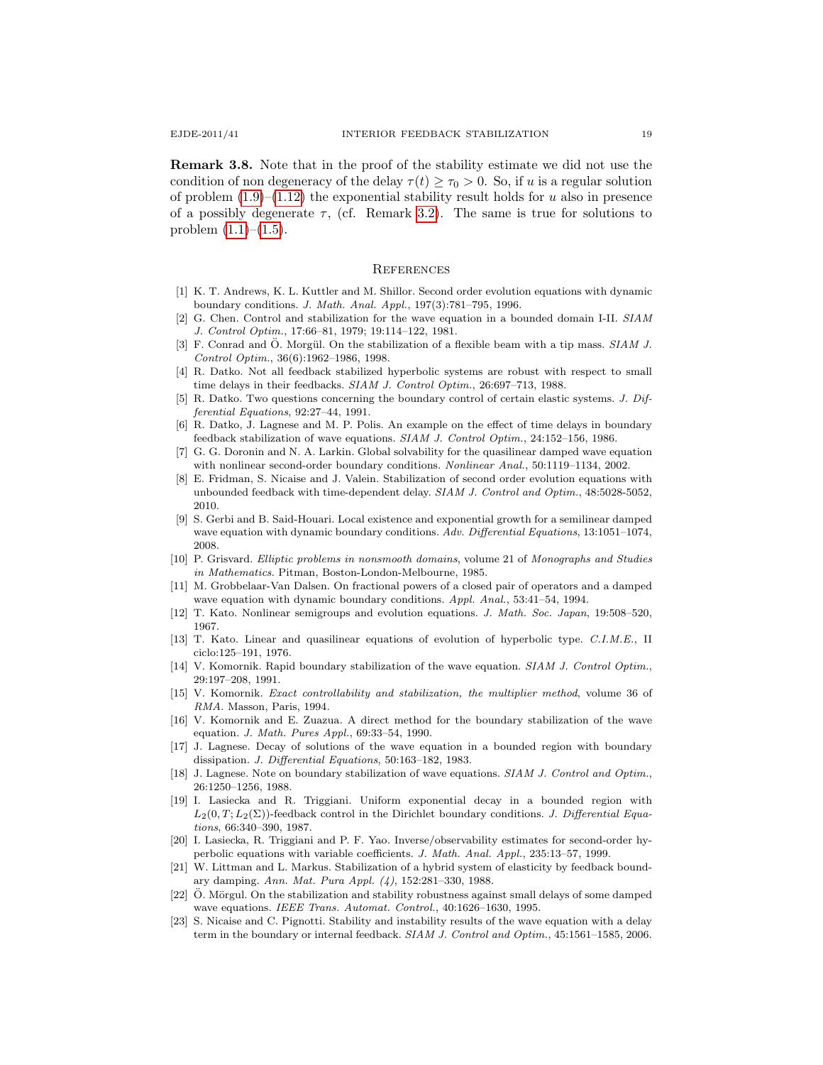**Remark 3.8.** Note that in the proof of the stability estimate we did not use the condition of non degeneracy of the delay $\tau(t) \geq \tau_0 > 0$. So, if $u$ is a regular solution of problem (1.9)–(1.12) the exponential stability result holds for $u$ also in presence of a possibly degenerate $\tau$, (cf. Remark 3.2). The same is true for solutions to problem (1.1)–(1.5).

## References

[1] K. T. Andrews, K. L. Kuttler and M. Shillor. Second order evolution equations with dynamic boundary conditions. *J. Math. Anal. Appl.*, 197(3):781–795, 1996.

[2] G. Chen. Control and stabilization for the wave equation in a bounded domain I-II. *SIAM J. Control Optim.*, 17:66–81, 1979; 19:114–122, 1981.

[3] F. Conrad and Ö. Morgül. On the stabilization of a flexible beam with a tip mass. *SIAM J. Control Optim.*, 36(6):1962–1986, 1998.

[4] R. Datko. Not all feedback stabilized hyperbolic systems are robust with respect to small time delays in their feedbacks. *SIAM J. Control Optim.*, 26:697–713, 1988.

[5] R. Datko. Two questions concerning the boundary control of certain elastic systems. *J. Differential Equations*, 92:27–44, 1991.

[6] R. Datko, J. Lagnese and M. P. Polis. An example on the effect of time delays in boundary feedback stabilization of wave equations. *SIAM J. Control Optim.*, 24:152–156, 1986.

[7] G. G. Doronin and N. A. Larkin. Global solvability for the quasilinear damped wave equation with nonlinear second-order boundary conditions. *Nonlinear Anal.*, 50:1119–1134, 2002.

[8] E. Fridman, S. Nicaise and J. Valein. Stabilization of second order evolution equations with unbounded feedback with time-dependent delay. *SIAM J. Control and Optim.*, 48:5028-5052, 2010.

[9] S. Gerbi and B. Said-Houari. Local existence and exponential growth for a semilinear damped wave equation with dynamic boundary conditions. *Adv. Differential Equations*, 13:1051–1074, 2008.

[10] P. Grisvard. *Elliptic problems in nonsmooth domains*, volume 21 of *Monographs and Studies in Mathematics*. Pitman, Boston-London-Melbourne, 1985.

[11] M. Grobbelaar-Van Dalsen. On fractional powers of a closed pair of operators and a damped wave equation with dynamic boundary conditions. *Appl. Anal.*, 53:41–54, 1994.

[12] T. Kato. Nonlinear semigroups and evolution equations. *J. Math. Soc. Japan*, 19:508–520, 1967.

[13] T. Kato. Linear and quasilinear equations of evolution of hyperbolic type. *C.I.M.E.*, II ciclo:125–191, 1976.

[14] V. Komornik. Rapid boundary stabilization of the wave equation. *SIAM J. Control Optim.*, 29:197–208, 1991.

[15] V. Komornik. *Exact controllability and stabilization, the multiplier method*, volume 36 of *RMA*. Masson, Paris, 1994.

[16] V. Komornik and E. Zuazua. A direct method for the boundary stabilization of the wave equation. *J. Math. Pures Appl.*, 69:33–54, 1990.

[17] J. Lagnese. Decay of solutions of the wave equation in a bounded region with boundary dissipation. *J. Differential Equations*, 50:163–182, 1983.

[18] J. Lagnese. Note on boundary stabilization of wave equations. *SIAM J. Control and Optim.*, 26:1250–1256, 1988.

[19] I. Lasiecka and R. Triggiani. Uniform exponential decay in a bounded region with $L_2(0, T; L_2(\Sigma))$-feedback control in the Dirichlet boundary conditions. *J. Differential Equations*, 66:340–390, 1987.

[20] I. Lasiecka, R. Triggiani and P. F. Yao. Inverse/observability estimates for second-order hyperbolic equations with variable coefficients. *J. Math. Anal. Appl.*, 235:13–57, 1999.

[21] W. Littman and L. Markus. Stabilization of a hybrid system of elasticity by feedback boundary damping. *Ann. Mat. Pura Appl. (4)*, 152:281–330, 1988.

[22] Ö. Mörgul. On the stabilization and stability robustness against small delays of some damped wave equations. *IEEE Trans. Automat. Control.*, 40:1626–1630, 1995.

[23] S. Nicaise and C. Pignotti. Stability and instability results of the wave equation with a delay term in the boundary or internal feedback. *SIAM J. Control and Optim.*, 45:1561–1585, 2006.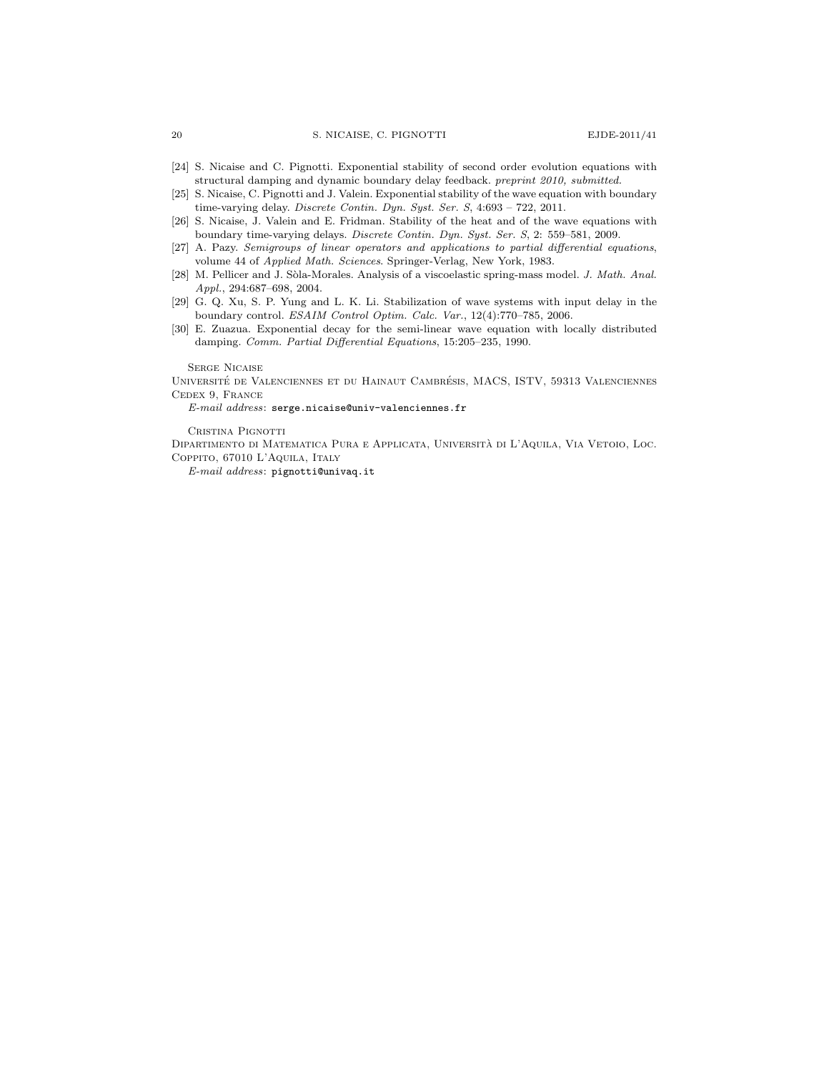[24] S. Nicaise and C. Pignotti. Exponential stability of second order evolution equations with structural damping and dynamic boundary delay feedback. *preprint 2010, submitted.*

[25] S. Nicaise, C. Pignotti and J. Valein. Exponential stability of the wave equation with boundary time-varying delay. *Discrete Contin. Dyn. Syst. Ser. S*, 4:693 – 722, 2011.

[26] S. Nicaise, J. Valein and E. Fridman. Stability of the heat and of the wave equations with boundary time-varying delays. *Discrete Contin. Dyn. Syst. Ser. S*, 2: 559–581, 2009.

[27] A. Pazy. *Semigroups of linear operators and applications to partial differential equations*, volume 44 of *Applied Math. Sciences*. Springer-Verlag, New York, 1983.

[28] M. Pellicer and J. Sòla-Morales. Analysis of a viscoelastic spring-mass model. *J. Math. Anal. Appl.*, 294:687–698, 2004.

[29] G. Q. Xu, S. P. Yung and L. K. Li. Stabilization of wave systems with input delay in the boundary control. *ESAIM Control Optim. Calc. Var.*, 12(4):770–785, 2006.

[30] E. Zuazua. Exponential decay for the semi-linear wave equation with locally distributed damping. *Comm. Partial Differential Equations*, 15:205–235, 1990.

Serge Nicaise

Université de Valenciennes et du Hainaut Cambrésis, MACS, ISTV, 59313 Valenciennes Cedex 9, France

*E-mail address*: serge.nicaise@univ-valenciennes.fr

Cristina Pignotti

Dipartimento di Matematica Pura e Applicata, Università di L'Aquila, Via Vetoio, Loc. Coppito, 67010 L'Aquila, Italy

*E-mail address*: pignotti@univaq.it